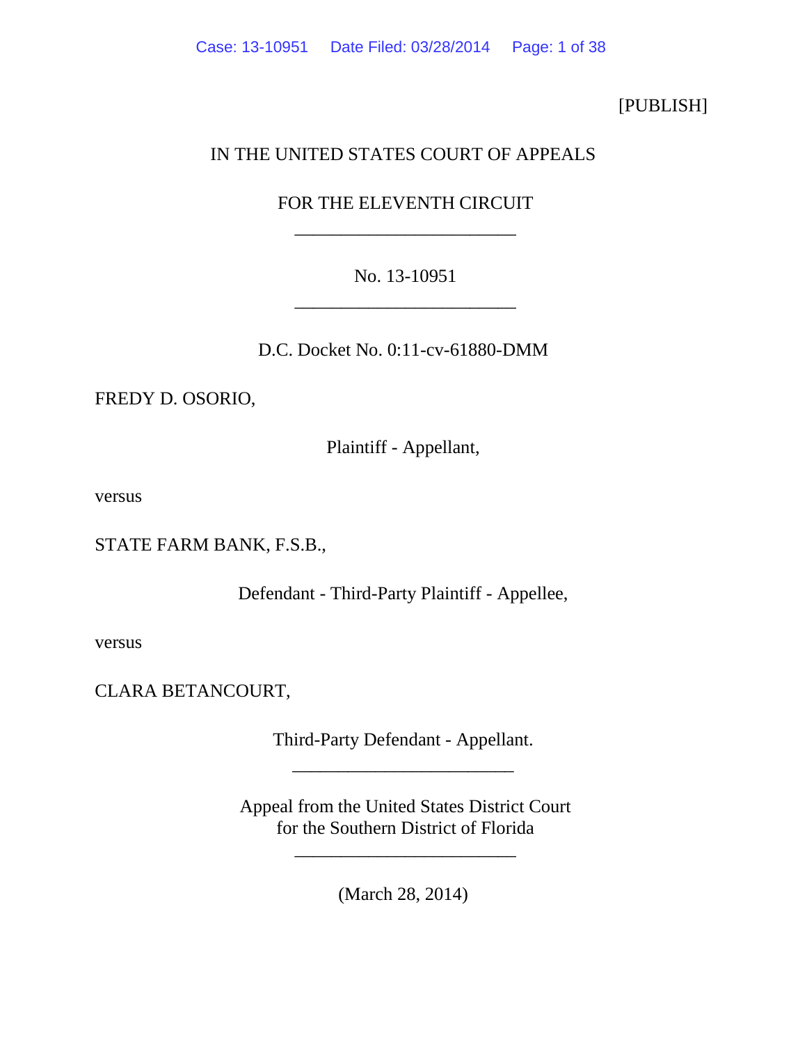[PUBLISH]

IN THE UNITED STATES COURT OF APPEALS

FOR THE ELEVENTH CIRCUIT

________________________

No. 13-10951

________________________

D.C. Docket No. 0:11-cv-61880-DMM

FREDY D. OSORIO,

Plaintiff - Appellant,

versus

STATE FARM BANK, F.S.B.,

Defendant - Third-Party Plaintiff - Appellee,

versus

CLARA BETANCOURT,

Third-Party Defendant - Appellant.

________________________

Appeal from the United States District Court
for the Southern District of Florida

________________________

(March 28, 2014)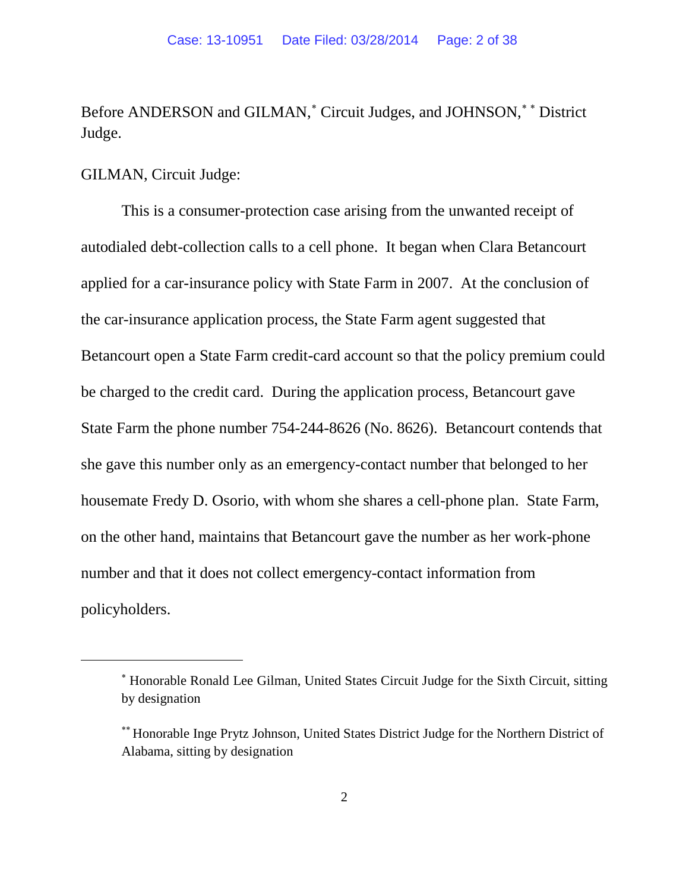Before ANDERSON and GILMAN,[*] Circuit Judges, and JOHNSON,[**] District Judge.

GILMAN, Circuit Judge:

This is a consumer-protection case arising from the unwanted receipt of autodialed debt-collection calls to a cell phone. It began when Clara Betancourt applied for a car-insurance policy with State Farm in 2007. At the conclusion of the car-insurance application process, the State Farm agent suggested that Betancourt open a State Farm credit-card account so that the policy premium could be charged to the credit card. During the application process, Betancourt gave State Farm the phone number 754-244-8626 (No. 8626). Betancourt contends that she gave this number only as an emergency-contact number that belonged to her housemate Fredy D. Osorio, with whom she shares a cell-phone plan. State Farm, on the other hand, maintains that Betancourt gave the number as her work-phone number and that it does not collect emergency-contact information from policyholders.

---

[*] Honorable Ronald Lee Gilman, United States Circuit Judge for the Sixth Circuit, sitting by designation

[**] Honorable Inge Prytz Johnson, United States District Judge for the Northern District of Alabama, sitting by designation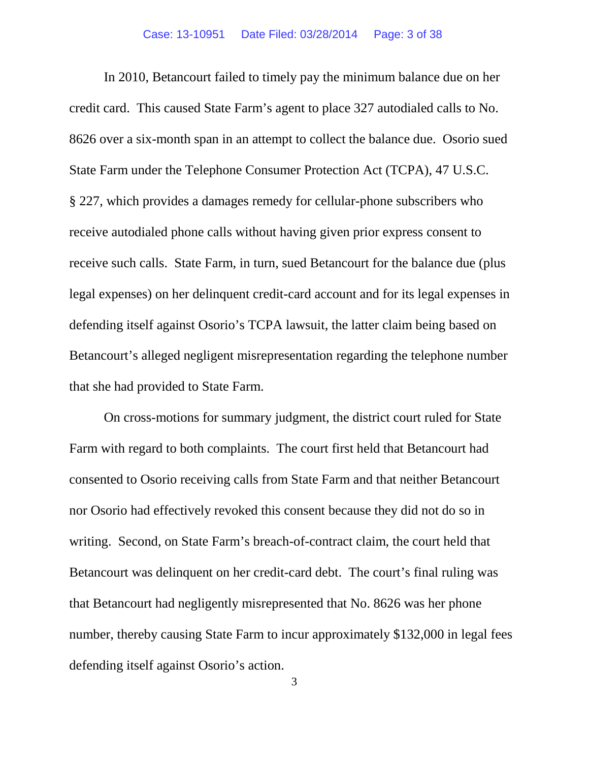In 2010, Betancourt failed to timely pay the minimum balance due on her credit card. This caused State Farm's agent to place 327 autodialed calls to No. 8626 over a six-month span in an attempt to collect the balance due. Osorio sued State Farm under the Telephone Consumer Protection Act (TCPA), 47 U.S.C. § 227, which provides a damages remedy for cellular-phone subscribers who receive autodialed phone calls without having given prior express consent to receive such calls. State Farm, in turn, sued Betancourt for the balance due (plus legal expenses) on her delinquent credit-card account and for its legal expenses in defending itself against Osorio's TCPA lawsuit, the latter claim being based on Betancourt's alleged negligent misrepresentation regarding the telephone number that she had provided to State Farm.

On cross-motions for summary judgment, the district court ruled for State Farm with regard to both complaints. The court first held that Betancourt had consented to Osorio receiving calls from State Farm and that neither Betancourt nor Osorio had effectively revoked this consent because they did not do so in writing. Second, on State Farm's breach-of-contract claim, the court held that Betancourt was delinquent on her credit-card debt. The court's final ruling was that Betancourt had negligently misrepresented that No. 8626 was her phone number, thereby causing State Farm to incur approximately $132,000 in legal fees defending itself against Osorio's action.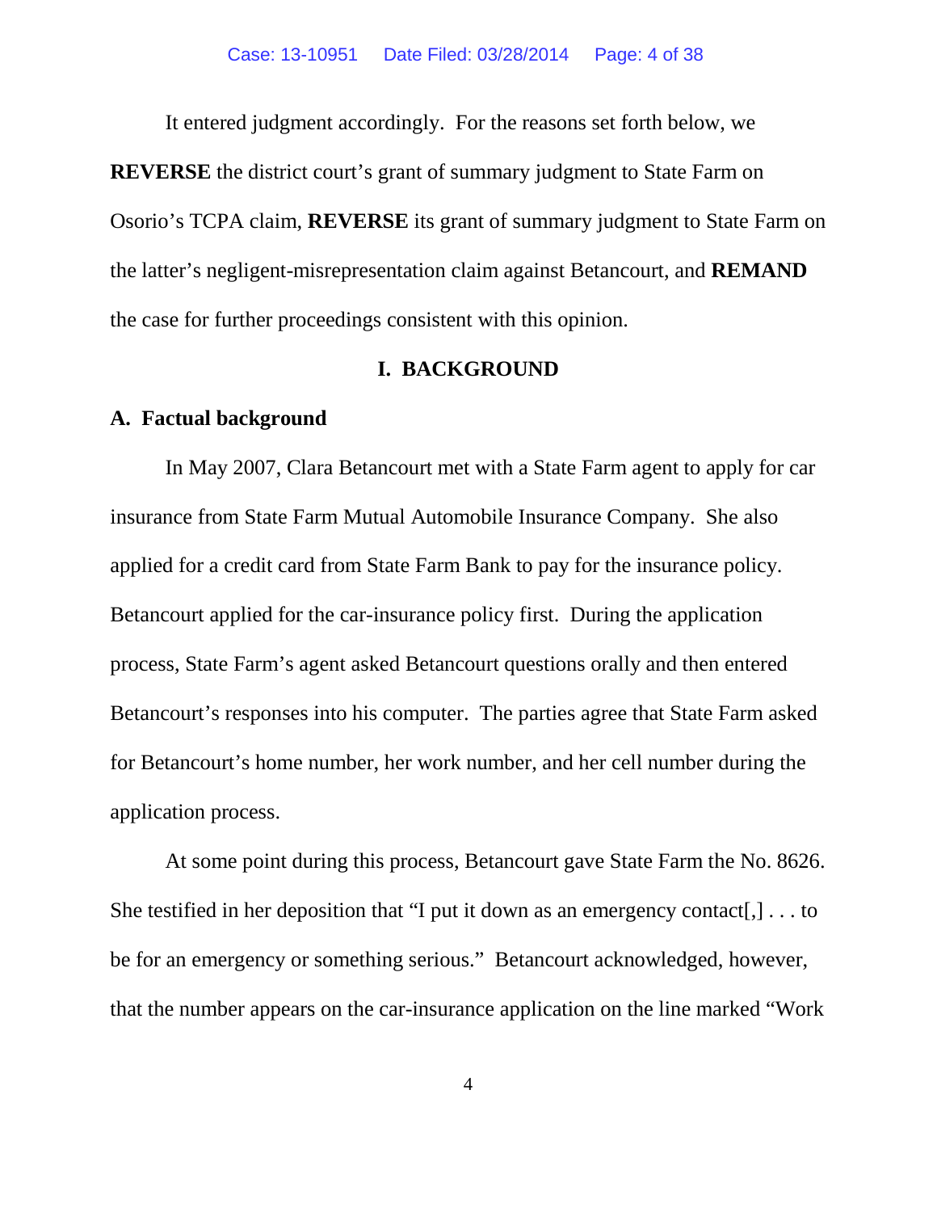It entered judgment accordingly. For the reasons set forth below, we **REVERSE** the district court's grant of summary judgment to State Farm on Osorio's TCPA claim, **REVERSE** its grant of summary judgment to State Farm on the latter's negligent-misrepresentation claim against Betancourt, and **REMAND** the case for further proceedings consistent with this opinion.

## I. BACKGROUND

### A. Factual background

In May 2007, Clara Betancourt met with a State Farm agent to apply for car insurance from State Farm Mutual Automobile Insurance Company. She also applied for a credit card from State Farm Bank to pay for the insurance policy. Betancourt applied for the car-insurance policy first. During the application process, State Farm's agent asked Betancourt questions orally and then entered Betancourt's responses into his computer. The parties agree that State Farm asked for Betancourt's home number, her work number, and her cell number during the application process.

At some point during this process, Betancourt gave State Farm the No. 8626. She testified in her deposition that "I put it down as an emergency contact[,] . . . to be for an emergency or something serious." Betancourt acknowledged, however, that the number appears on the car-insurance application on the line marked "Work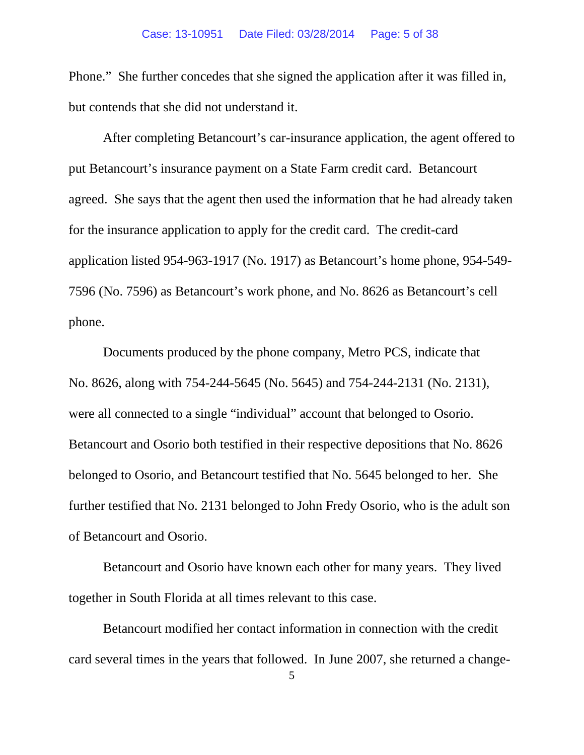Phone." She further concedes that she signed the application after it was filled in, but contends that she did not understand it.

After completing Betancourt's car-insurance application, the agent offered to put Betancourt's insurance payment on a State Farm credit card. Betancourt agreed. She says that the agent then used the information that he had already taken for the insurance application to apply for the credit card. The credit-card application listed 954-963-1917 (No. 1917) as Betancourt's home phone, 954-549-7596 (No. 7596) as Betancourt's work phone, and No. 8626 as Betancourt's cell phone.

Documents produced by the phone company, Metro PCS, indicate that No. 8626, along with 754-244-5645 (No. 5645) and 754-244-2131 (No. 2131), were all connected to a single "individual" account that belonged to Osorio. Betancourt and Osorio both testified in their respective depositions that No. 8626 belonged to Osorio, and Betancourt testified that No. 5645 belonged to her. She further testified that No. 2131 belonged to John Fredy Osorio, who is the adult son of Betancourt and Osorio.

Betancourt and Osorio have known each other for many years. They lived together in South Florida at all times relevant to this case.

Betancourt modified her contact information in connection with the credit card several times in the years that followed. In June 2007, she returned a change-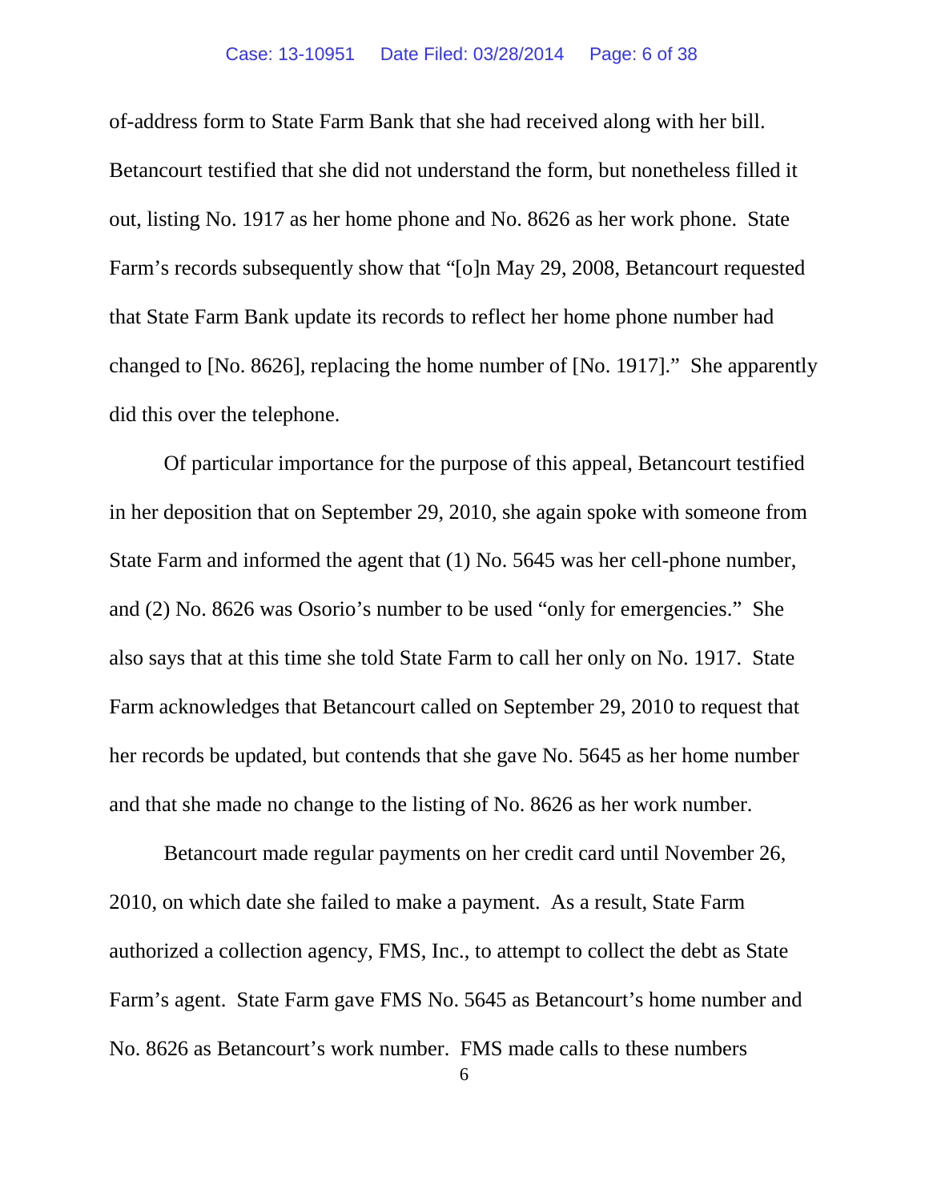of-address form to State Farm Bank that she had received along with her bill. Betancourt testified that she did not understand the form, but nonetheless filled it out, listing No. 1917 as her home phone and No. 8626 as her work phone. State Farm's records subsequently show that "[o]n May 29, 2008, Betancourt requested that State Farm Bank update its records to reflect her home phone number had changed to [No. 8626], replacing the home number of [No. 1917]." She apparently did this over the telephone.

Of particular importance for the purpose of this appeal, Betancourt testified in her deposition that on September 29, 2010, she again spoke with someone from State Farm and informed the agent that (1) No. 5645 was her cell-phone number, and (2) No. 8626 was Osorio's number to be used "only for emergencies." She also says that at this time she told State Farm to call her only on No. 1917. State Farm acknowledges that Betancourt called on September 29, 2010 to request that her records be updated, but contends that she gave No. 5645 as her home number and that she made no change to the listing of No. 8626 as her work number.

Betancourt made regular payments on her credit card until November 26, 2010, on which date she failed to make a payment. As a result, State Farm authorized a collection agency, FMS, Inc., to attempt to collect the debt as State Farm's agent. State Farm gave FMS No. 5645 as Betancourt's home number and No. 8626 as Betancourt's work number. FMS made calls to these numbers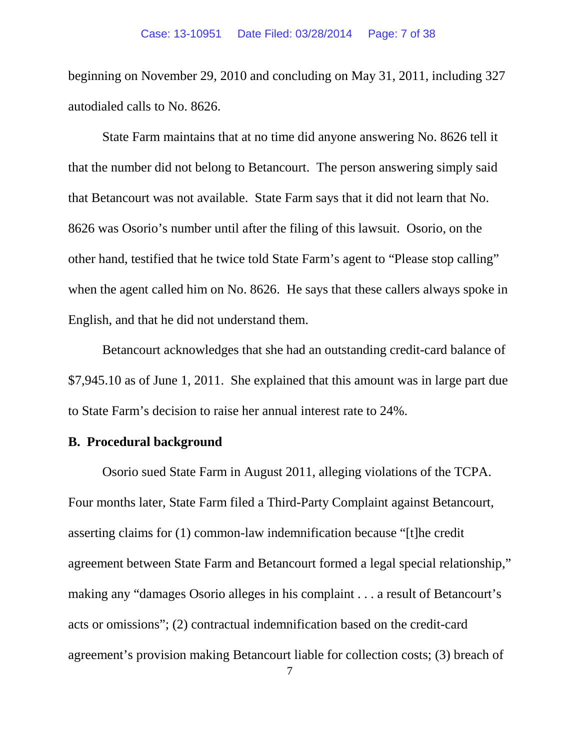beginning on November 29, 2010 and concluding on May 31, 2011, including 327 autodialed calls to No. 8626.

State Farm maintains that at no time did anyone answering No. 8626 tell it that the number did not belong to Betancourt. The person answering simply said that Betancourt was not available. State Farm says that it did not learn that No. 8626 was Osorio's number until after the filing of this lawsuit. Osorio, on the other hand, testified that he twice told State Farm's agent to "Please stop calling" when the agent called him on No. 8626. He says that these callers always spoke in English, and that he did not understand them.

Betancourt acknowledges that she had an outstanding credit-card balance of $7,945.10 as of June 1, 2011. She explained that this amount was in large part due to State Farm's decision to raise her annual interest rate to 24%.

**B. Procedural background**

Osorio sued State Farm in August 2011, alleging violations of the TCPA. Four months later, State Farm filed a Third-Party Complaint against Betancourt, asserting claims for (1) common-law indemnification because "[t]he credit agreement between State Farm and Betancourt formed a legal special relationship," making any "damages Osorio alleges in his complaint . . . a result of Betancourt's acts or omissions"; (2) contractual indemnification based on the credit-card agreement's provision making Betancourt liable for collection costs; (3) breach of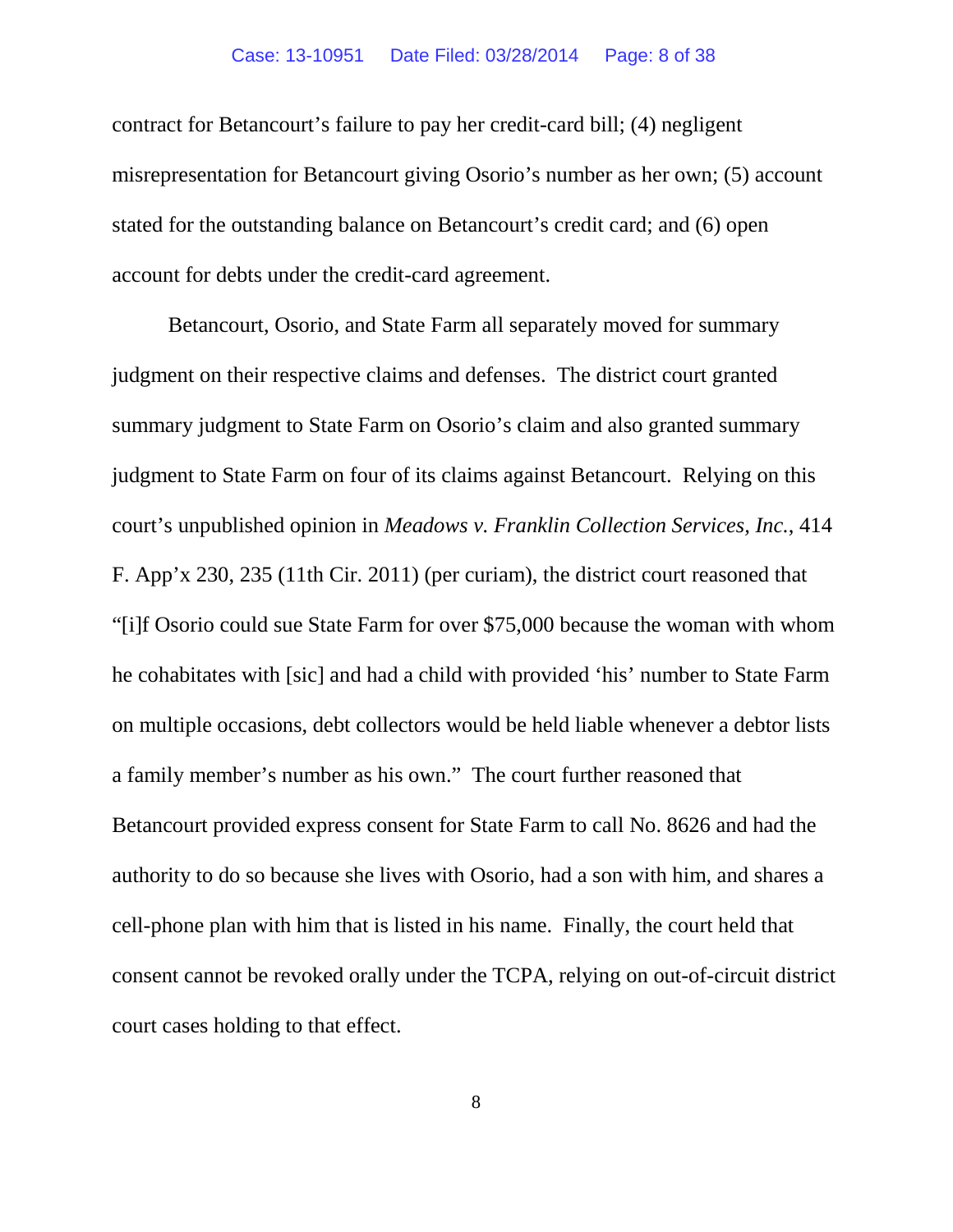contract for Betancourt's failure to pay her credit-card bill; (4) negligent misrepresentation for Betancourt giving Osorio's number as her own; (5) account stated for the outstanding balance on Betancourt's credit card; and (6) open account for debts under the credit-card agreement.

Betancourt, Osorio, and State Farm all separately moved for summary judgment on their respective claims and defenses. The district court granted summary judgment to State Farm on Osorio's claim and also granted summary judgment to State Farm on four of its claims against Betancourt. Relying on this court's unpublished opinion in *Meadows v. Franklin Collection Services, Inc.*, 414 F. App'x 230, 235 (11th Cir. 2011) (per curiam), the district court reasoned that "[i]f Osorio could sue State Farm for over $75,000 because the woman with whom he cohabitates with [sic] and had a child with provided 'his' number to State Farm on multiple occasions, debt collectors would be held liable whenever a debtor lists a family member's number as his own." The court further reasoned that Betancourt provided express consent for State Farm to call No. 8626 and had the authority to do so because she lives with Osorio, had a son with him, and shares a cell-phone plan with him that is listed in his name. Finally, the court held that consent cannot be revoked orally under the TCPA, relying on out-of-circuit district court cases holding to that effect.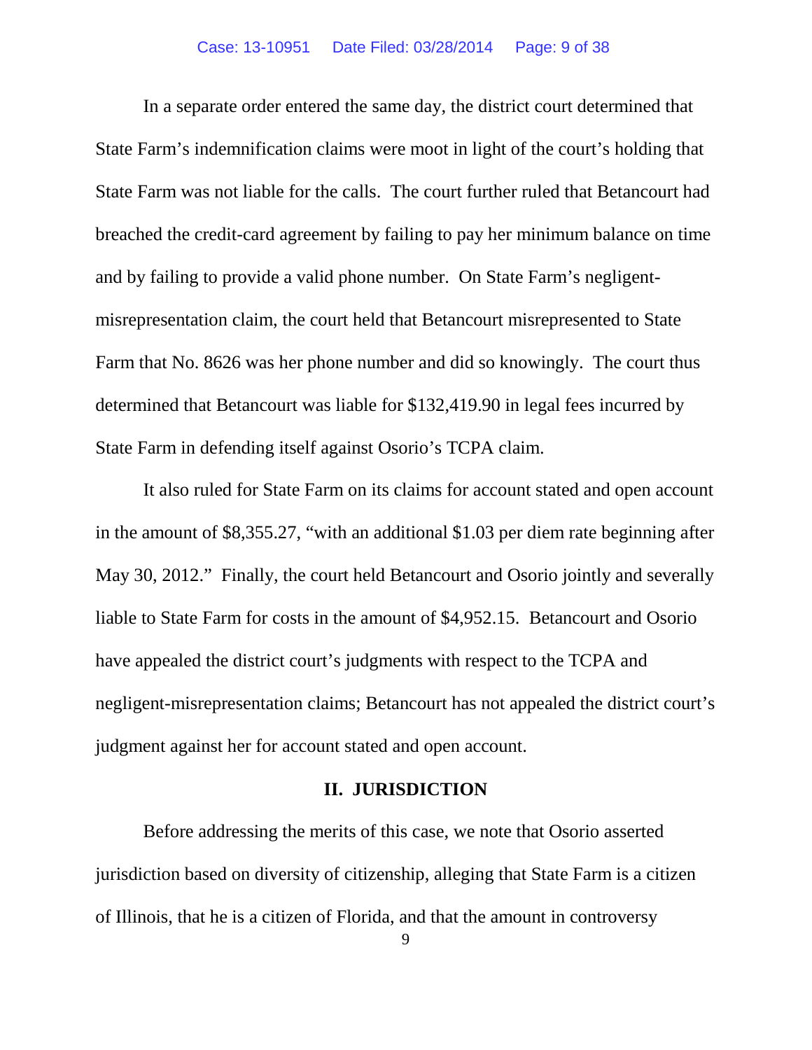In a separate order entered the same day, the district court determined that State Farm's indemnification claims were moot in light of the court's holding that State Farm was not liable for the calls. The court further ruled that Betancourt had breached the credit-card agreement by failing to pay her minimum balance on time and by failing to provide a valid phone number. On State Farm's negligent-misrepresentation claim, the court held that Betancourt misrepresented to State Farm that No. 8626 was her phone number and did so knowingly. The court thus determined that Betancourt was liable for $132,419.90 in legal fees incurred by State Farm in defending itself against Osorio's TCPA claim.

It also ruled for State Farm on its claims for account stated and open account in the amount of $8,355.27, "with an additional $1.03 per diem rate beginning after May 30, 2012." Finally, the court held Betancourt and Osorio jointly and severally liable to State Farm for costs in the amount of $4,952.15. Betancourt and Osorio have appealed the district court's judgments with respect to the TCPA and negligent-misrepresentation claims; Betancourt has not appealed the district court's judgment against her for account stated and open account.

## II. JURISDICTION

Before addressing the merits of this case, we note that Osorio asserted jurisdiction based on diversity of citizenship, alleging that State Farm is a citizen of Illinois, that he is a citizen of Florida, and that the amount in controversy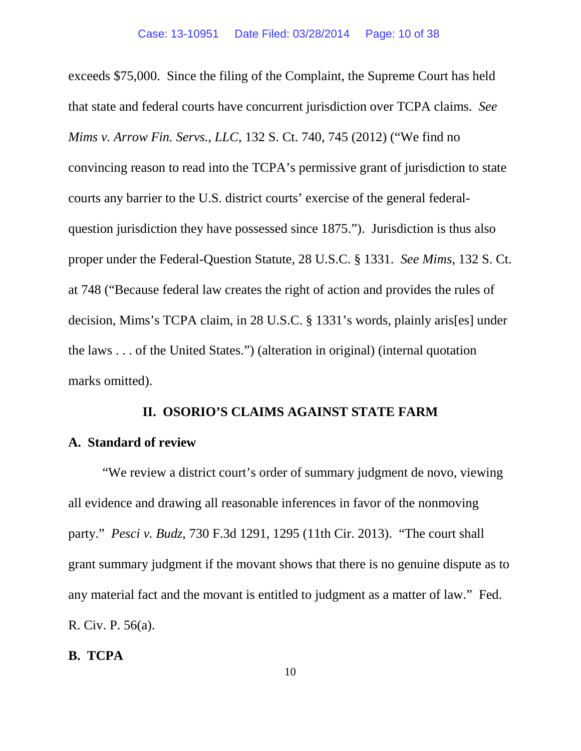exceeds $75,000. Since the filing of the Complaint, the Supreme Court has held that state and federal courts have concurrent jurisdiction over TCPA claims. *See Mims v. Arrow Fin. Servs., LLC*, 132 S. Ct. 740, 745 (2012) ("We find no convincing reason to read into the TCPA's permissive grant of jurisdiction to state courts any barrier to the U.S. district courts' exercise of the general federal-question jurisdiction they have possessed since 1875."). Jurisdiction is thus also proper under the Federal-Question Statute, 28 U.S.C. § 1331. *See Mims*, 132 S. Ct. at 748 ("Because federal law creates the right of action and provides the rules of decision, Mims's TCPA claim, in 28 U.S.C. § 1331's words, plainly aris[es] under the laws . . . of the United States.") (alteration in original) (internal quotation marks omitted).

## II. OSORIO'S CLAIMS AGAINST STATE FARM

### A. Standard of review

"We review a district court's order of summary judgment de novo, viewing all evidence and drawing all reasonable inferences in favor of the nonmoving party." *Pesci v. Budz*, 730 F.3d 1291, 1295 (11th Cir. 2013). "The court shall grant summary judgment if the movant shows that there is no genuine dispute as to any material fact and the movant is entitled to judgment as a matter of law." Fed. R. Civ. P. 56(a).

### B. TCPA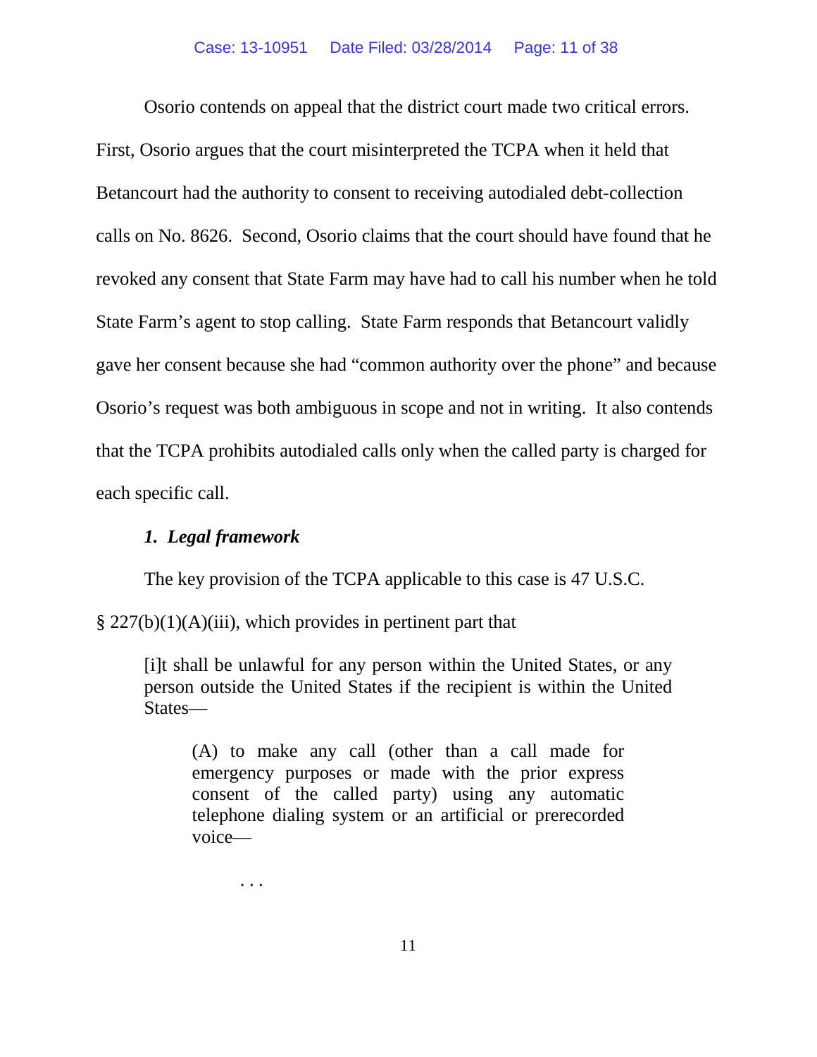Osorio contends on appeal that the district court made two critical errors. First, Osorio argues that the court misinterpreted the TCPA when it held that Betancourt had the authority to consent to receiving autodialed debt-collection calls on No. 8626. Second, Osorio claims that the court should have found that he revoked any consent that State Farm may have had to call his number when he told State Farm's agent to stop calling. State Farm responds that Betancourt validly gave her consent because she had "common authority over the phone" and because Osorio's request was both ambiguous in scope and not in writing. It also contends that the TCPA prohibits autodialed calls only when the called party is charged for each specific call.

### *1. Legal framework*

The key provision of the TCPA applicable to this case is 47 U.S.C. § 227(b)(1)(A)(iii), which provides in pertinent part that

> [i]t shall be unlawful for any person within the United States, or any person outside the United States if the recipient is within the United States—
>
>> (A) to make any call (other than a call made for emergency purposes or made with the prior express consent of the called party) using any automatic telephone dialing system or an artificial or prerecorded voice—
>>
>> . . .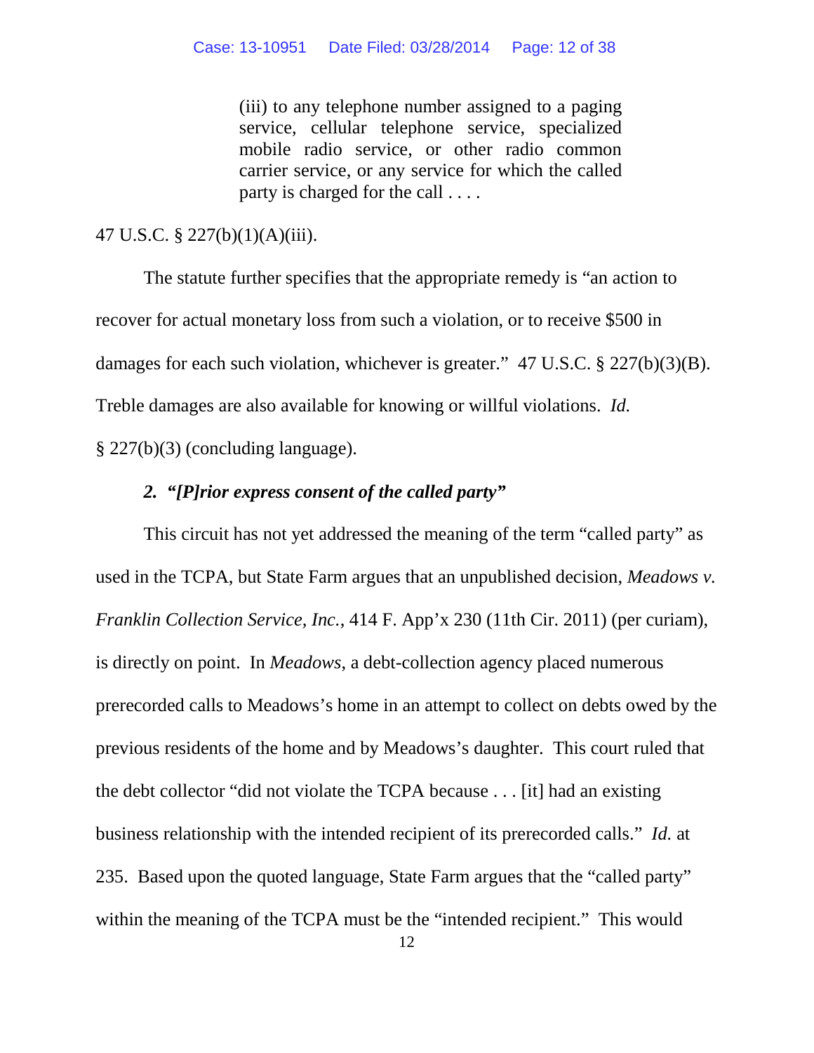> (iii) to any telephone number assigned to a paging service, cellular telephone service, specialized mobile radio service, or other radio common carrier service, or any service for which the called party is charged for the call . . . .

47 U.S.C. § 227(b)(1)(A)(iii).

The statute further specifies that the appropriate remedy is "an action to recover for actual monetary loss from such a violation, or to receive $500 in damages for each such violation, whichever is greater." 47 U.S.C. § 227(b)(3)(B). Treble damages are also available for knowing or willful violations. *Id.* § 227(b)(3) (concluding language).

### *2. "[P]rior express consent of the called party"*

This circuit has not yet addressed the meaning of the term "called party" as used in the TCPA, but State Farm argues that an unpublished decision, *Meadows v. Franklin Collection Service, Inc.*, 414 F. App'x 230 (11th Cir. 2011) (per curiam), is directly on point. In *Meadows*, a debt-collection agency placed numerous prerecorded calls to Meadows's home in an attempt to collect on debts owed by the previous residents of the home and by Meadows's daughter. This court ruled that the debt collector "did not violate the TCPA because . . . [it] had an existing business relationship with the intended recipient of its prerecorded calls." *Id.* at 235. Based upon the quoted language, State Farm argues that the "called party" within the meaning of the TCPA must be the "intended recipient." This would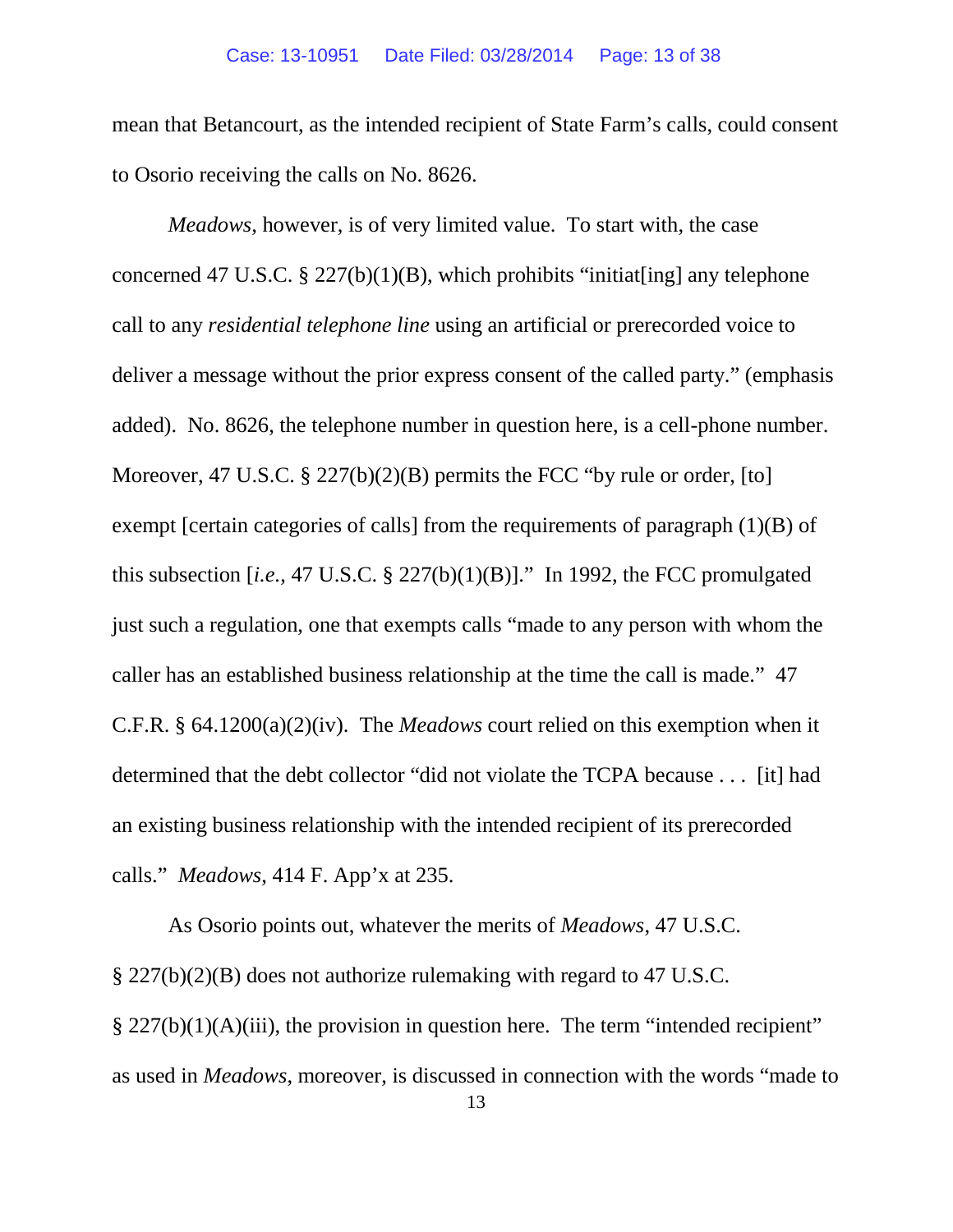mean that Betancourt, as the intended recipient of State Farm's calls, could consent to Osorio receiving the calls on No. 8626.

*Meadows*, however, is of very limited value. To start with, the case concerned 47 U.S.C. § 227(b)(1)(B), which prohibits "initiat[ing] any telephone call to any *residential telephone line* using an artificial or prerecorded voice to deliver a message without the prior express consent of the called party." (emphasis added). No. 8626, the telephone number in question here, is a cell-phone number. Moreover, 47 U.S.C. § 227(b)(2)(B) permits the FCC "by rule or order, [to] exempt [certain categories of calls] from the requirements of paragraph (1)(B) of this subsection [*i.e.*, 47 U.S.C. § 227(b)(1)(B)]." In 1992, the FCC promulgated just such a regulation, one that exempts calls "made to any person with whom the caller has an established business relationship at the time the call is made." 47 C.F.R. § 64.1200(a)(2)(iv). The *Meadows* court relied on this exemption when it determined that the debt collector "did not violate the TCPA because . . . [it] had an existing business relationship with the intended recipient of its prerecorded calls." *Meadows*, 414 F. App'x at 235.

As Osorio points out, whatever the merits of *Meadows*, 47 U.S.C. § 227(b)(2)(B) does not authorize rulemaking with regard to 47 U.S.C. § 227(b)(1)(A)(iii), the provision in question here. The term "intended recipient" as used in *Meadows*, moreover, is discussed in connection with the words "made to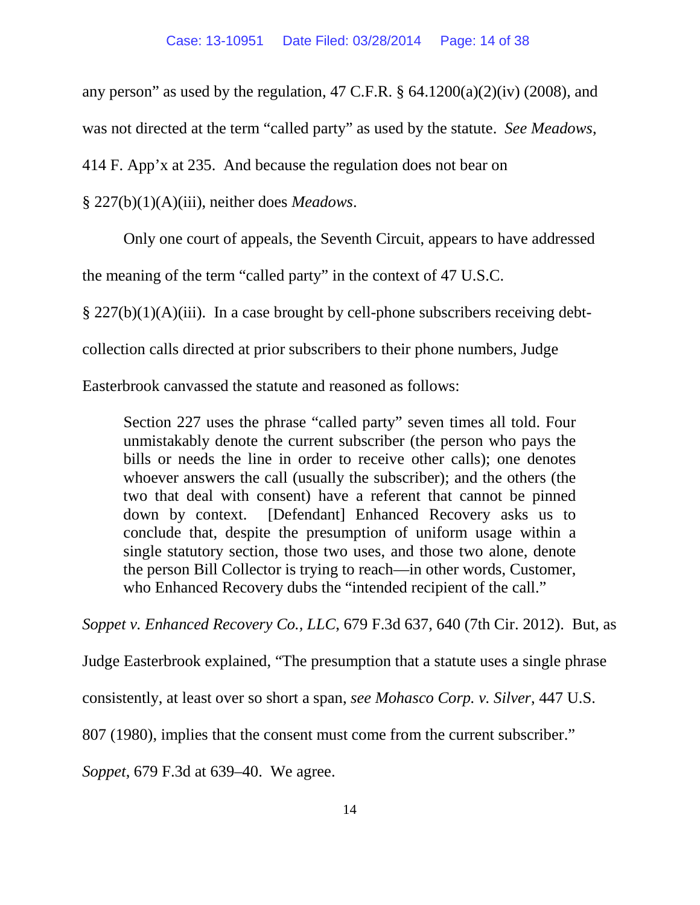any person" as used by the regulation, 47 C.F.R. § 64.1200(a)(2)(iv) (2008), and was not directed at the term "called party" as used by the statute. *See Meadows*, 414 F. App'x at 235. And because the regulation does not bear on § 227(b)(1)(A)(iii), neither does *Meadows*.

Only one court of appeals, the Seventh Circuit, appears to have addressed the meaning of the term "called party" in the context of 47 U.S.C. § 227(b)(1)(A)(iii). In a case brought by cell-phone subscribers receiving debt-collection calls directed at prior subscribers to their phone numbers, Judge Easterbrook canvassed the statute and reasoned as follows:

> Section 227 uses the phrase "called party" seven times all told. Four unmistakably denote the current subscriber (the person who pays the bills or needs the line in order to receive other calls); one denotes whoever answers the call (usually the subscriber); and the others (the two that deal with consent) have a referent that cannot be pinned down by context. [Defendant] Enhanced Recovery asks us to conclude that, despite the presumption of uniform usage within a single statutory section, those two uses, and those two alone, denote the person Bill Collector is trying to reach—in other words, Customer, who Enhanced Recovery dubs the "intended recipient of the call."

*Soppet v. Enhanced Recovery Co., LLC*, 679 F.3d 637, 640 (7th Cir. 2012). But, as Judge Easterbrook explained, "The presumption that a statute uses a single phrase consistently, at least over so short a span, *see Mohasco Corp. v. Silver*, 447 U.S. 807 (1980), implies that the consent must come from the current subscriber." *Soppet*, 679 F.3d at 639–40. We agree.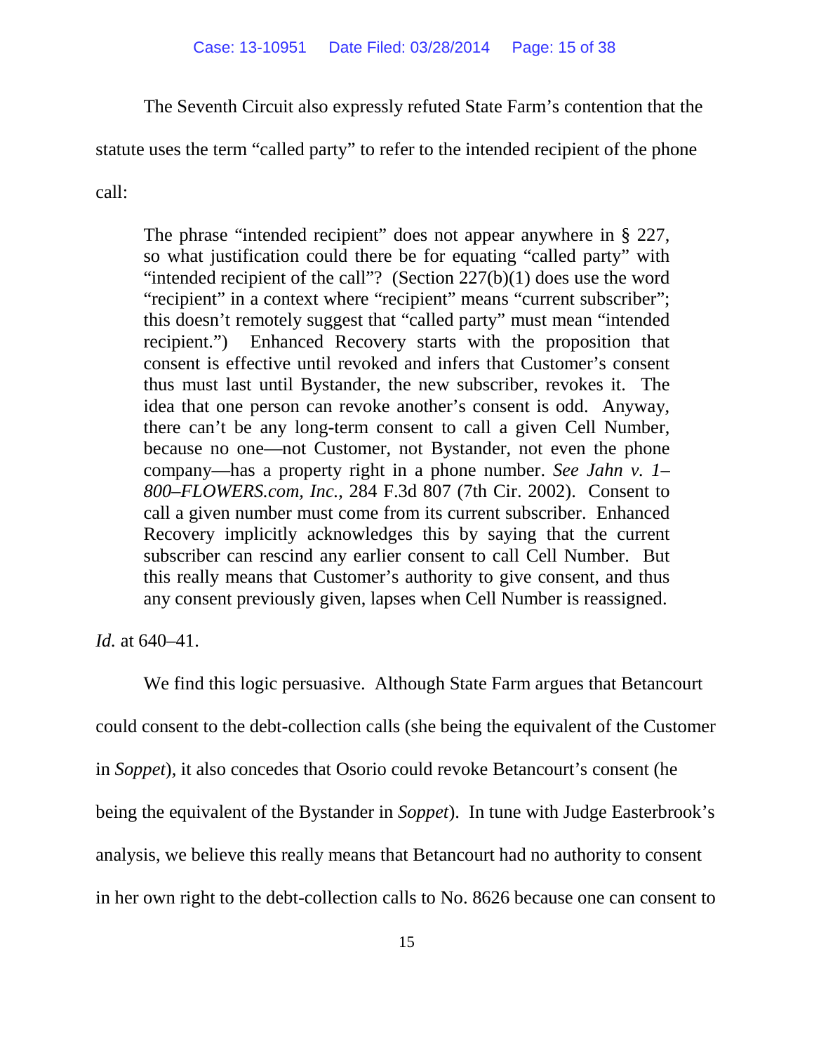The Seventh Circuit also expressly refuted State Farm's contention that the statute uses the term "called party" to refer to the intended recipient of the phone call:

> The phrase "intended recipient" does not appear anywhere in § 227, so what justification could there be for equating "called party" with "intended recipient of the call"? (Section 227(b)(1) does use the word "recipient" in a context where "recipient" means "current subscriber"; this doesn't remotely suggest that "called party" must mean "intended recipient.") Enhanced Recovery starts with the proposition that consent is effective until revoked and infers that Customer's consent thus must last until Bystander, the new subscriber, revokes it. The idea that one person can revoke another's consent is odd. Anyway, there can't be any long-term consent to call a given Cell Number, because no one—not Customer, not Bystander, not even the phone company—has a property right in a phone number. *See Jahn v. 1–800–FLOWERS.com, Inc.*, 284 F.3d 807 (7th Cir. 2002). Consent to call a given number must come from its current subscriber. Enhanced Recovery implicitly acknowledges this by saying that the current subscriber can rescind any earlier consent to call Cell Number. But this really means that Customer's authority to give consent, and thus any consent previously given, lapses when Cell Number is reassigned.

*Id.* at 640–41.

We find this logic persuasive. Although State Farm argues that Betancourt could consent to the debt-collection calls (she being the equivalent of the Customer in *Soppet*), it also concedes that Osorio could revoke Betancourt's consent (he being the equivalent of the Bystander in *Soppet*). In tune with Judge Easterbrook's analysis, we believe this really means that Betancourt had no authority to consent in her own right to the debt-collection calls to No. 8626 because one can consent to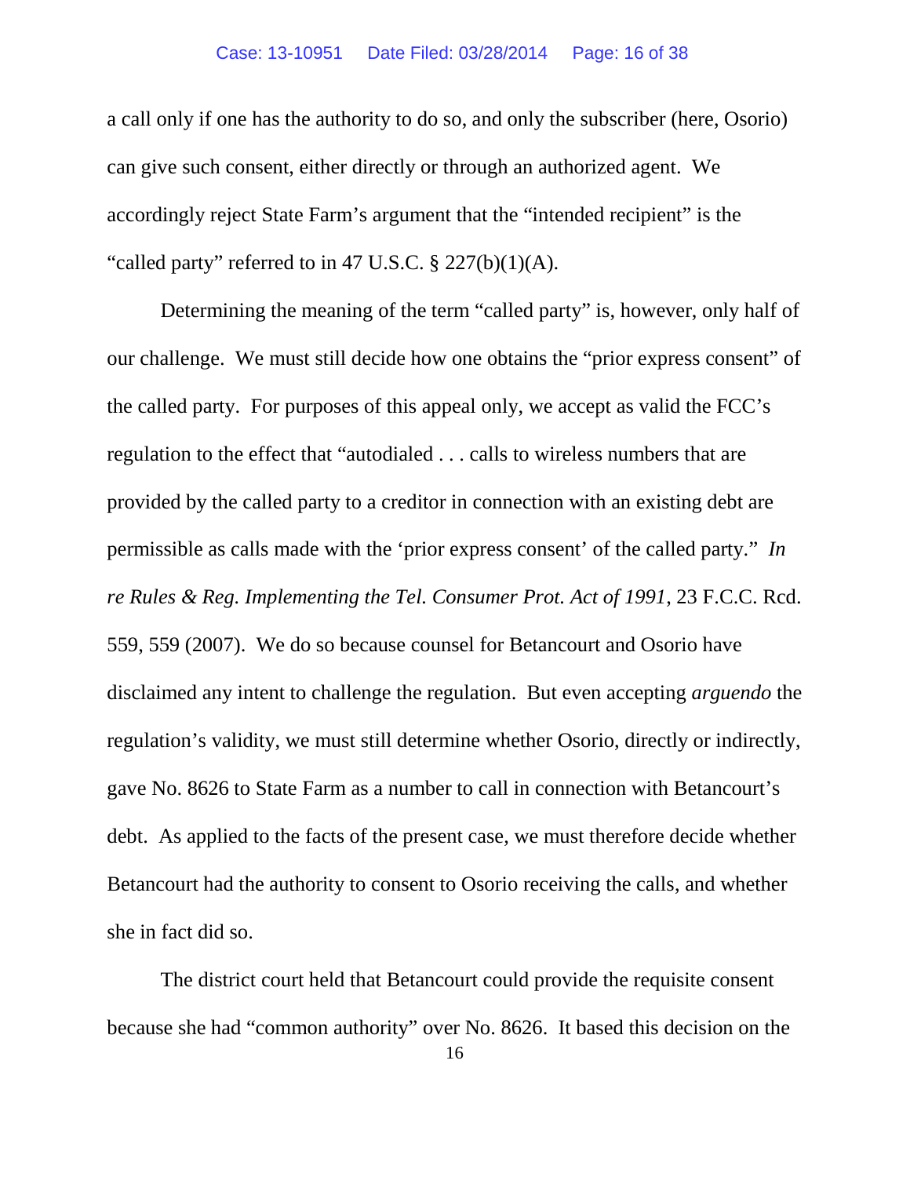a call only if one has the authority to do so, and only the subscriber (here, Osorio) can give such consent, either directly or through an authorized agent. We accordingly reject State Farm's argument that the "intended recipient" is the "called party" referred to in 47 U.S.C. § 227(b)(1)(A).

Determining the meaning of the term "called party" is, however, only half of our challenge. We must still decide how one obtains the "prior express consent" of the called party. For purposes of this appeal only, we accept as valid the FCC's regulation to the effect that "autodialed . . . calls to wireless numbers that are provided by the called party to a creditor in connection with an existing debt are permissible as calls made with the 'prior express consent' of the called party." *In re Rules & Reg. Implementing the Tel. Consumer Prot. Act of 1991*, 23 F.C.C. Rcd. 559, 559 (2007). We do so because counsel for Betancourt and Osorio have disclaimed any intent to challenge the regulation. But even accepting *arguendo* the regulation's validity, we must still determine whether Osorio, directly or indirectly, gave No. 8626 to State Farm as a number to call in connection with Betancourt's debt. As applied to the facts of the present case, we must therefore decide whether Betancourt had the authority to consent to Osorio receiving the calls, and whether she in fact did so.

The district court held that Betancourt could provide the requisite consent because she had "common authority" over No. 8626. It based this decision on the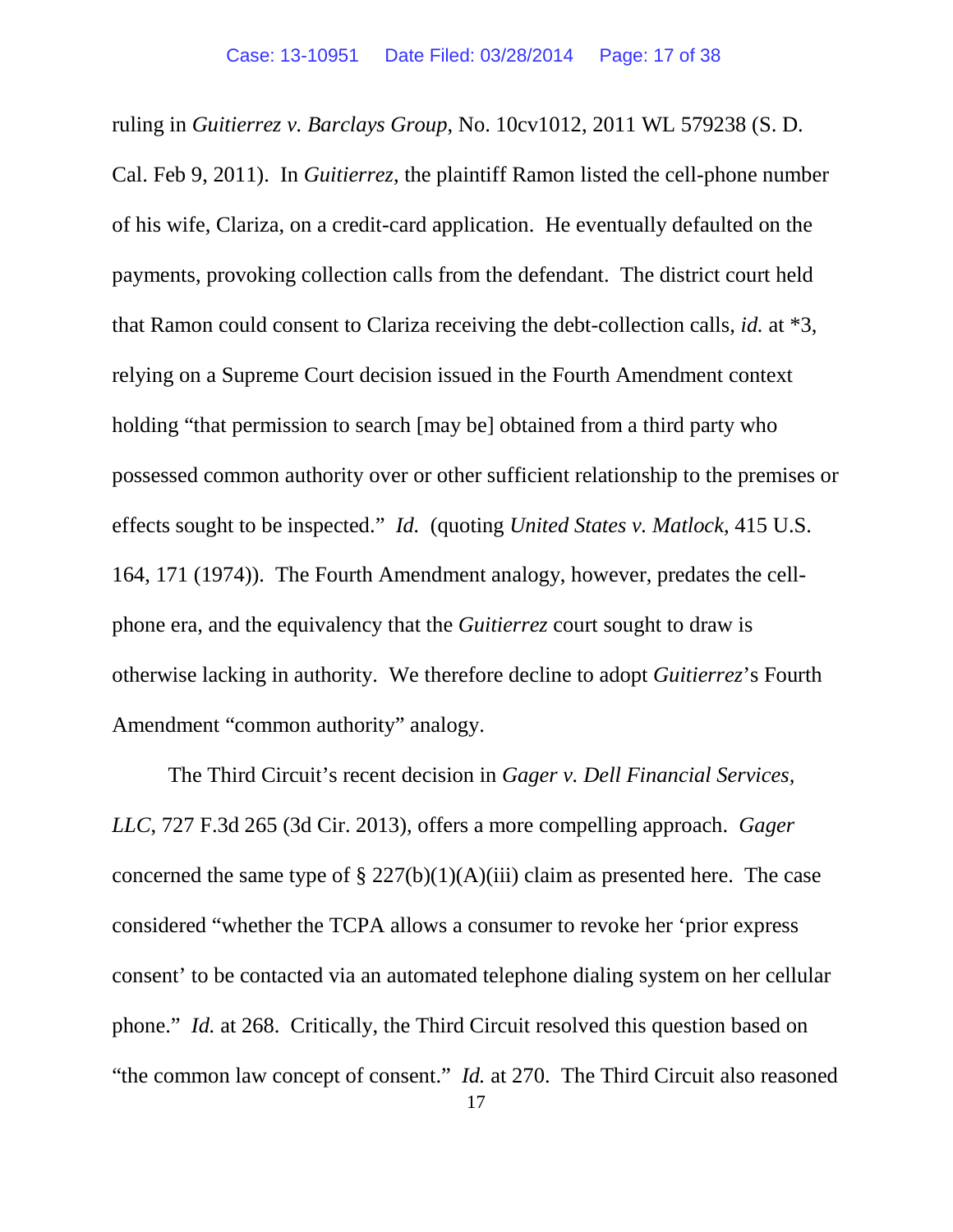ruling in *Guitierrez v. Barclays Group*, No. 10cv1012, 2011 WL 579238 (S. D. Cal. Feb 9, 2011). In *Guitierrez*, the plaintiff Ramon listed the cell-phone number of his wife, Clariza, on a credit-card application. He eventually defaulted on the payments, provoking collection calls from the defendant. The district court held that Ramon could consent to Clariza receiving the debt-collection calls, *id.* at *3, relying on a Supreme Court decision issued in the Fourth Amendment context holding "that permission to search [may be] obtained from a third party who possessed common authority over or other sufficient relationship to the premises or effects sought to be inspected." *Id.* (quoting *United States v. Matlock*, 415 U.S. 164, 171 (1974)). The Fourth Amendment analogy, however, predates the cell-phone era, and the equivalency that the *Guitierrez* court sought to draw is otherwise lacking in authority. We therefore decline to adopt *Guitierrez*'s Fourth Amendment "common authority" analogy.

The Third Circuit's recent decision in *Gager v. Dell Financial Services, LLC*, 727 F.3d 265 (3d Cir. 2013), offers a more compelling approach. *Gager* concerned the same type of § 227(b)(1)(A)(iii) claim as presented here. The case considered "whether the TCPA allows a consumer to revoke her 'prior express consent' to be contacted via an automated telephone dialing system on her cellular phone." *Id.* at 268. Critically, the Third Circuit resolved this question based on "the common law concept of consent." *Id.* at 270. The Third Circuit also reasoned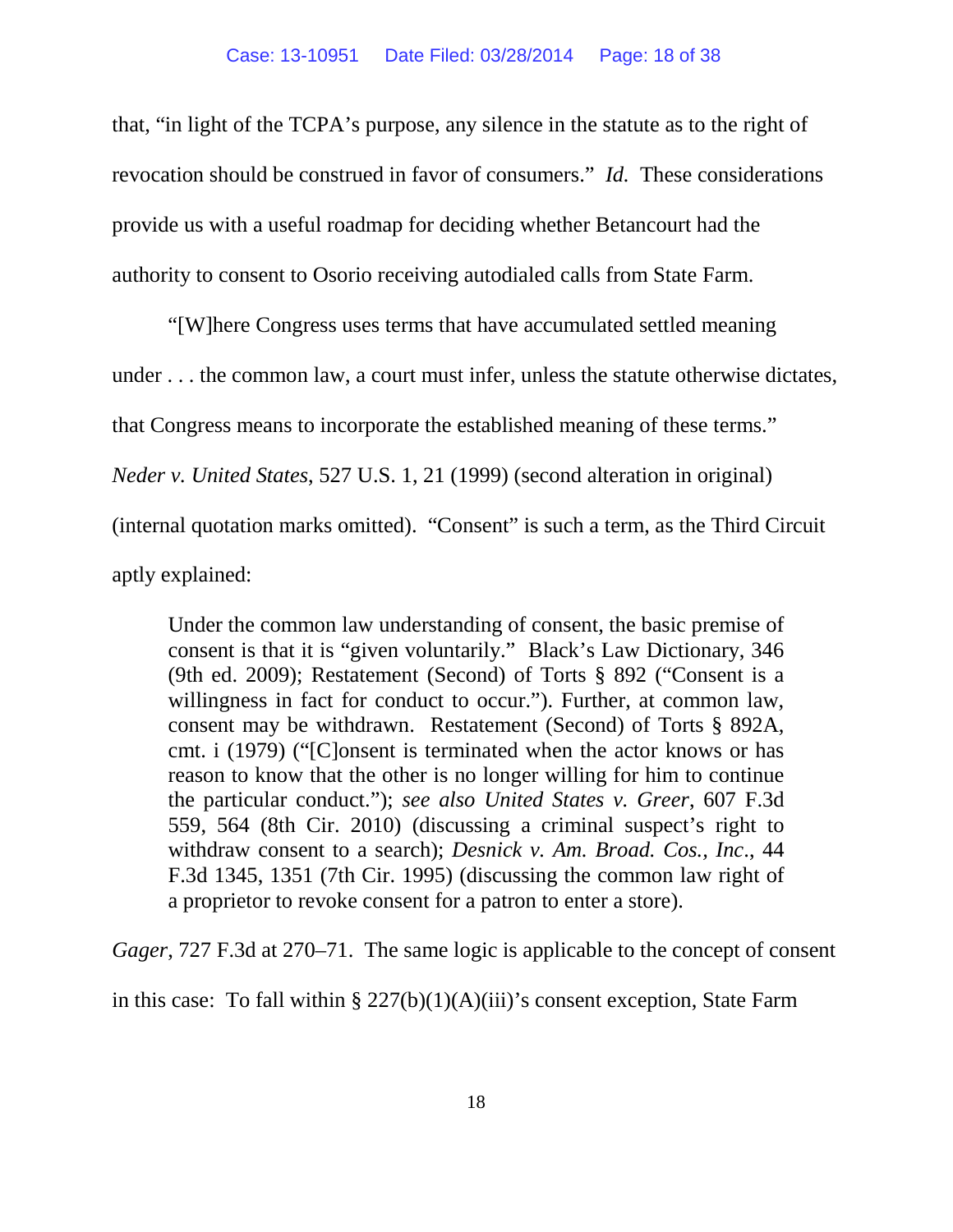that, "in light of the TCPA's purpose, any silence in the statute as to the right of revocation should be construed in favor of consumers." *Id.* These considerations provide us with a useful roadmap for deciding whether Betancourt had the authority to consent to Osorio receiving autodialed calls from State Farm.

"[W]here Congress uses terms that have accumulated settled meaning under . . . the common law, a court must infer, unless the statute otherwise dictates, that Congress means to incorporate the established meaning of these terms." *Neder v. United States*, 527 U.S. 1, 21 (1999) (second alteration in original) (internal quotation marks omitted). "Consent" is such a term, as the Third Circuit aptly explained:

> Under the common law understanding of consent, the basic premise of consent is that it is "given voluntarily." Black's Law Dictionary, 346 (9th ed. 2009); Restatement (Second) of Torts § 892 ("Consent is a willingness in fact for conduct to occur."). Further, at common law, consent may be withdrawn. Restatement (Second) of Torts § 892A, cmt. i (1979) ("[C]onsent is terminated when the actor knows or has reason to know that the other is no longer willing for him to continue the particular conduct."); *see also United States v. Greer*, 607 F.3d 559, 564 (8th Cir. 2010) (discussing a criminal suspect's right to withdraw consent to a search); *Desnick v. Am. Broad. Cos., Inc*., 44 F.3d 1345, 1351 (7th Cir. 1995) (discussing the common law right of a proprietor to revoke consent for a patron to enter a store).

*Gager*, 727 F.3d at 270–71. The same logic is applicable to the concept of consent in this case: To fall within § 227(b)(1)(A)(iii)'s consent exception, State Farm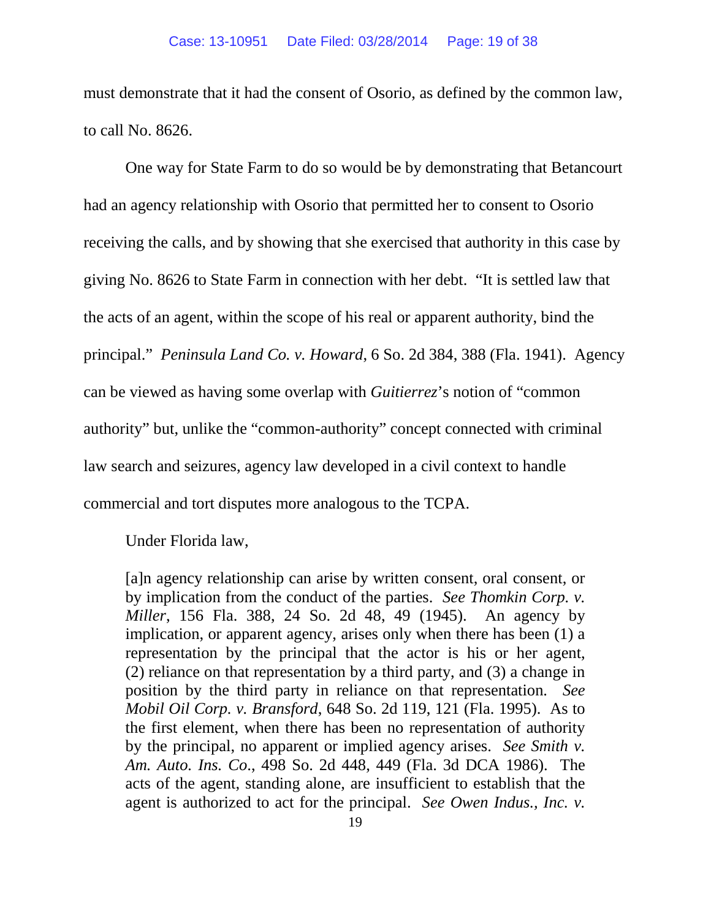must demonstrate that it had the consent of Osorio, as defined by the common law, to call No. 8626.

One way for State Farm to do so would be by demonstrating that Betancourt had an agency relationship with Osorio that permitted her to consent to Osorio receiving the calls, and by showing that she exercised that authority in this case by giving No. 8626 to State Farm in connection with her debt. "It is settled law that the acts of an agent, within the scope of his real or apparent authority, bind the principal." *Peninsula Land Co. v. Howard*, 6 So. 2d 384, 388 (Fla. 1941). Agency can be viewed as having some overlap with *Guitierrez*'s notion of "common authority" but, unlike the "common-authority" concept connected with criminal law search and seizures, agency law developed in a civil context to handle commercial and tort disputes more analogous to the TCPA.

Under Florida law,

> [a]n agency relationship can arise by written consent, oral consent, or by implication from the conduct of the parties. *See Thomkin Corp. v. Miller*, 156 Fla. 388, 24 So. 2d 48, 49 (1945). An agency by implication, or apparent agency, arises only when there has been (1) a representation by the principal that the actor is his or her agent, (2) reliance on that representation by a third party, and (3) a change in position by the third party in reliance on that representation. *See Mobil Oil Corp. v. Bransford*, 648 So. 2d 119, 121 (Fla. 1995). As to the first element, when there has been no representation of authority by the principal, no apparent or implied agency arises. *See Smith v. Am. Auto. Ins. Co.*, 498 So. 2d 448, 449 (Fla. 3d DCA 1986). The acts of the agent, standing alone, are insufficient to establish that the agent is authorized to act for the principal. *See Owen Indus., Inc. v.*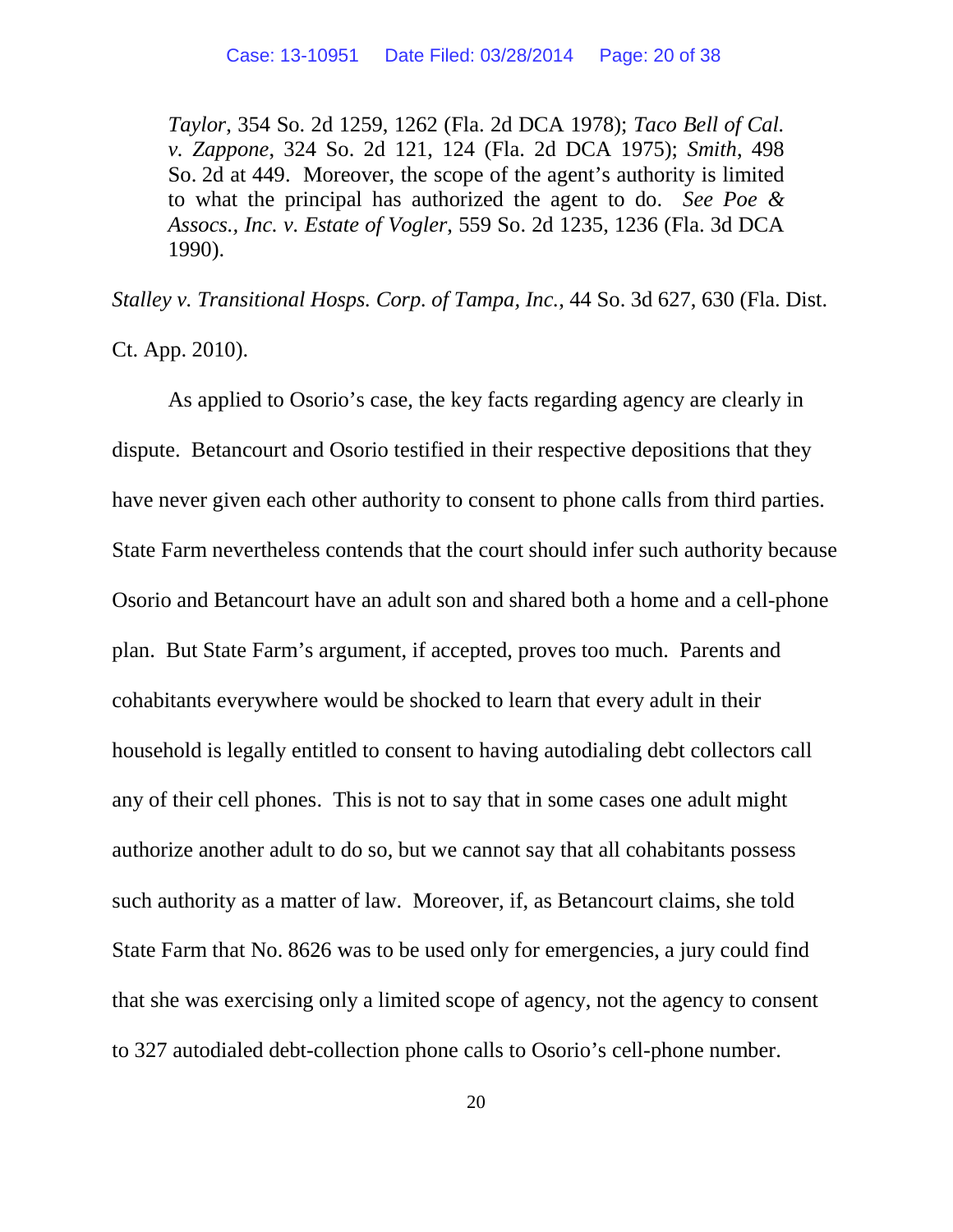> *Taylor*, 354 So. 2d 1259, 1262 (Fla. 2d DCA 1978); *Taco Bell of Cal. v. Zappone*, 324 So. 2d 121, 124 (Fla. 2d DCA 1975); *Smith*, 498 So. 2d at 449. Moreover, the scope of the agent's authority is limited to what the principal has authorized the agent to do. *See Poe & Assocs., Inc. v. Estate of Vogler*, 559 So. 2d 1235, 1236 (Fla. 3d DCA 1990).

*Stalley v. Transitional Hosps. Corp. of Tampa, Inc.*, 44 So. 3d 627, 630 (Fla. Dist. Ct. App. 2010).

As applied to Osorio's case, the key facts regarding agency are clearly in dispute. Betancourt and Osorio testified in their respective depositions that they have never given each other authority to consent to phone calls from third parties. State Farm nevertheless contends that the court should infer such authority because Osorio and Betancourt have an adult son and shared both a home and a cell-phone plan. But State Farm's argument, if accepted, proves too much. Parents and cohabitants everywhere would be shocked to learn that every adult in their household is legally entitled to consent to having autodialing debt collectors call any of their cell phones. This is not to say that in some cases one adult might authorize another adult to do so, but we cannot say that all cohabitants possess such authority as a matter of law. Moreover, if, as Betancourt claims, she told State Farm that No. 8626 was to be used only for emergencies, a jury could find that she was exercising only a limited scope of agency, not the agency to consent to 327 autodialed debt-collection phone calls to Osorio's cell-phone number.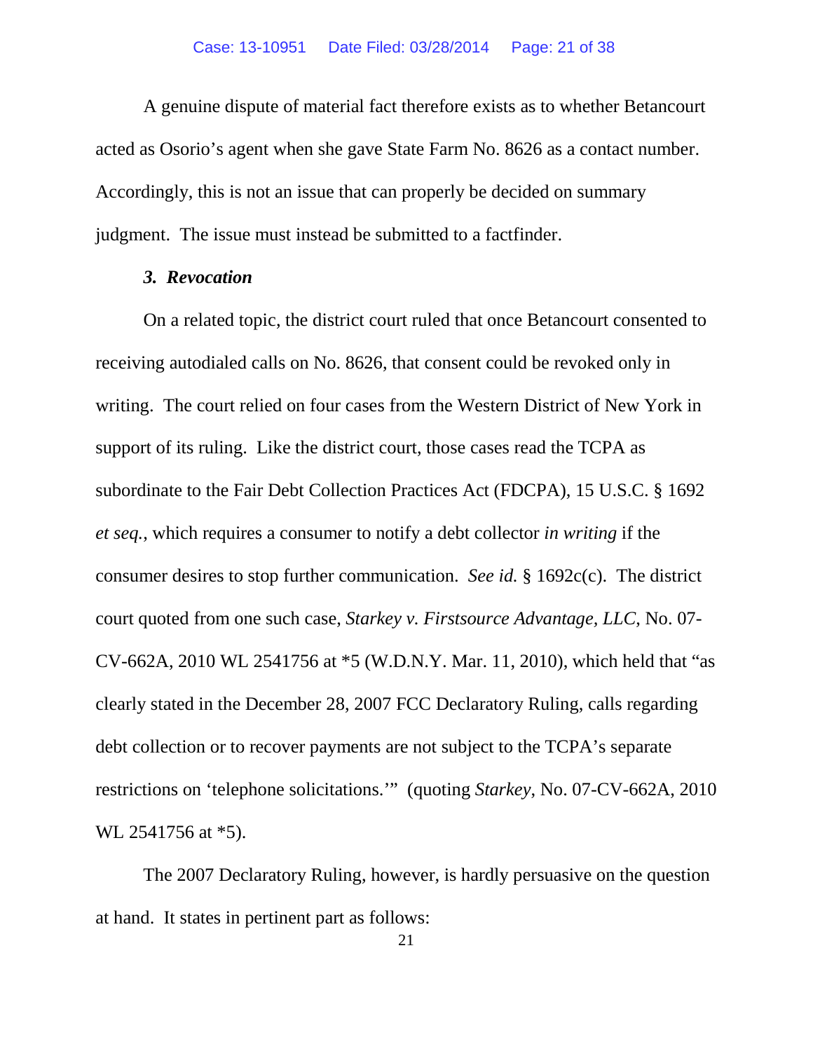A genuine dispute of material fact therefore exists as to whether Betancourt acted as Osorio's agent when she gave State Farm No. 8626 as a contact number. Accordingly, this is not an issue that can properly be decided on summary judgment. The issue must instead be submitted to a factfinder.

### *3. Revocation*

On a related topic, the district court ruled that once Betancourt consented to receiving autodialed calls on No. 8626, that consent could be revoked only in writing. The court relied on four cases from the Western District of New York in support of its ruling. Like the district court, those cases read the TCPA as subordinate to the Fair Debt Collection Practices Act (FDCPA), 15 U.S.C. § 1692 *et seq.*, which requires a consumer to notify a debt collector *in writing* if the consumer desires to stop further communication. *See id.* § 1692c(c). The district court quoted from one such case, *Starkey v. Firstsource Advantage, LLC*, No. 07-CV-662A, 2010 WL 2541756 at *5 (W.D.N.Y. Mar. 11, 2010), which held that "as clearly stated in the December 28, 2007 FCC Declaratory Ruling, calls regarding debt collection or to recover payments are not subject to the TCPA's separate restrictions on 'telephone solicitations.'" (quoting *Starkey*, No. 07-CV-662A, 2010 WL 2541756 at *5).

The 2007 Declaratory Ruling, however, is hardly persuasive on the question at hand. It states in pertinent part as follows: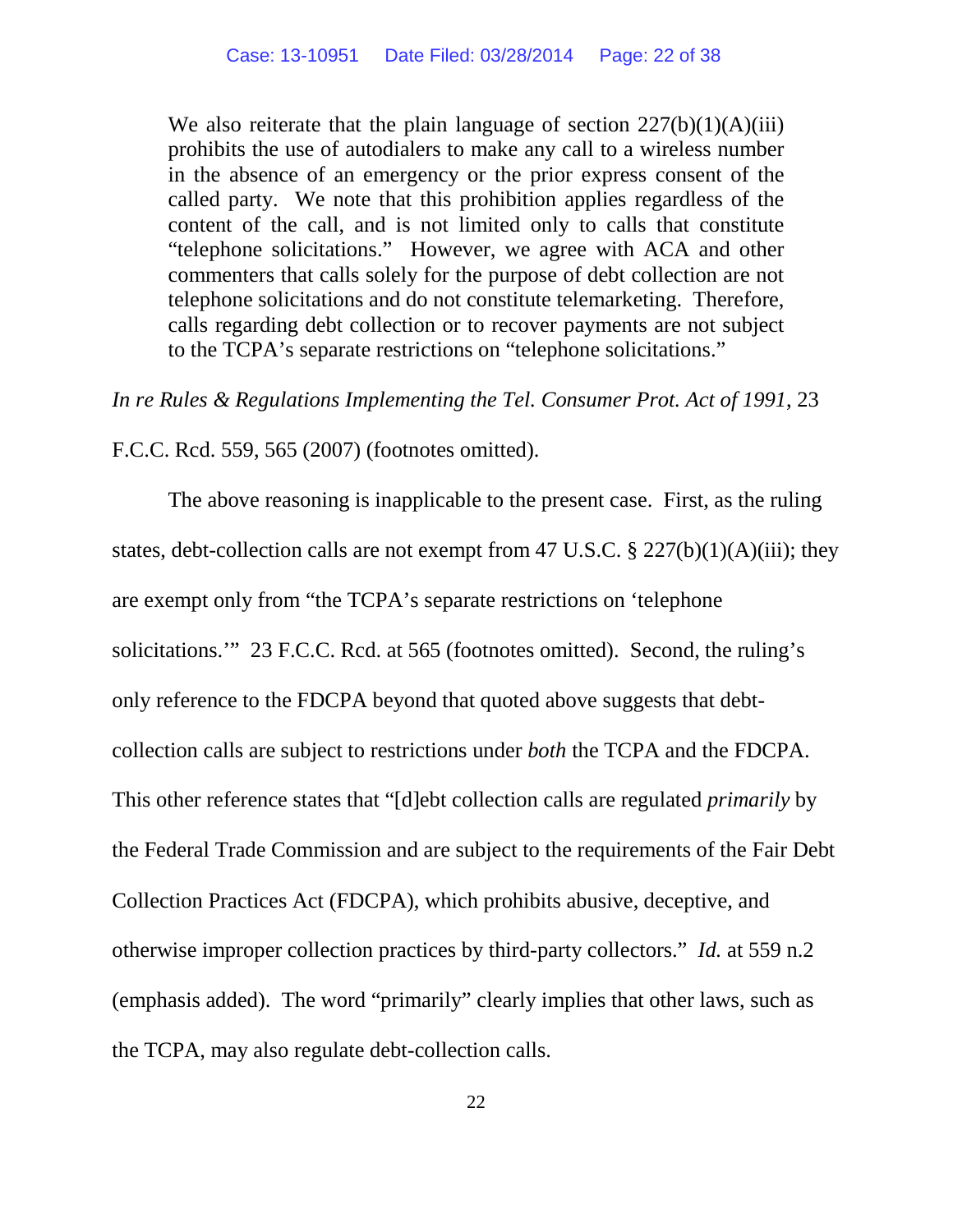> We also reiterate that the plain language of section 227(b)(1)(A)(iii) prohibits the use of autodialers to make any call to a wireless number in the absence of an emergency or the prior express consent of the called party. We note that this prohibition applies regardless of the content of the call, and is not limited only to calls that constitute "telephone solicitations." However, we agree with ACA and other commenters that calls solely for the purpose of debt collection are not telephone solicitations and do not constitute telemarketing. Therefore, calls regarding debt collection or to recover payments are not subject to the TCPA's separate restrictions on "telephone solicitations."

*In re Rules & Regulations Implementing the Tel. Consumer Prot. Act of 1991*, 23 F.C.C. Rcd. 559, 565 (2007) (footnotes omitted).

The above reasoning is inapplicable to the present case. First, as the ruling states, debt-collection calls are not exempt from 47 U.S.C. § 227(b)(1)(A)(iii); they are exempt only from "the TCPA's separate restrictions on 'telephone solicitations.'" 23 F.C.C. Rcd. at 565 (footnotes omitted). Second, the ruling's only reference to the FDCPA beyond that quoted above suggests that debt-collection calls are subject to restrictions under *both* the TCPA and the FDCPA. This other reference states that "[d]ebt collection calls are regulated *primarily* by the Federal Trade Commission and are subject to the requirements of the Fair Debt Collection Practices Act (FDCPA), which prohibits abusive, deceptive, and otherwise improper collection practices by third-party collectors." *Id.* at 559 n.2 (emphasis added). The word "primarily" clearly implies that other laws, such as the TCPA, may also regulate debt-collection calls.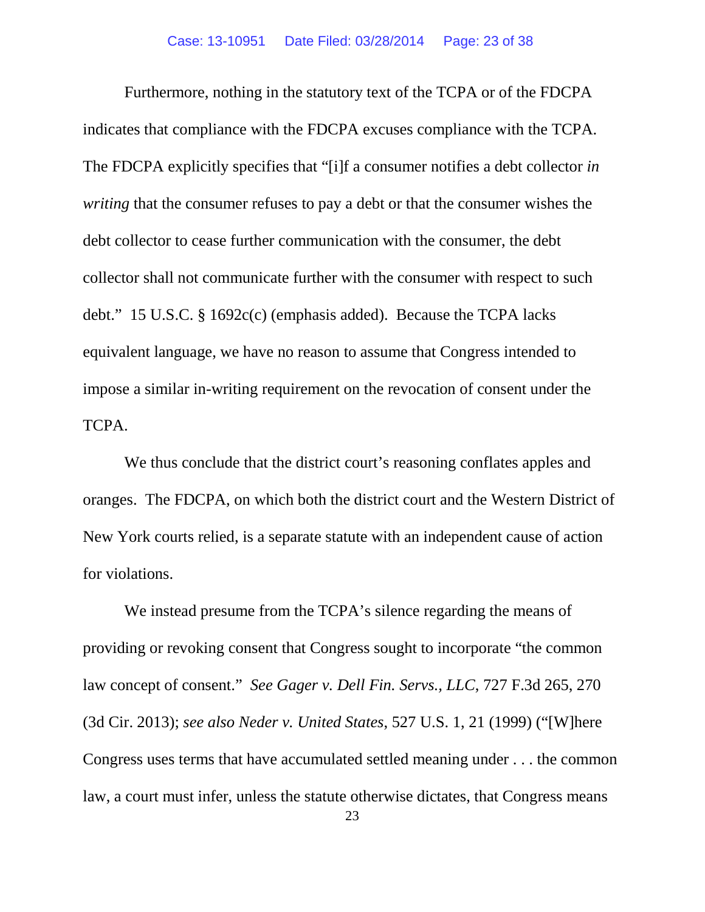Furthermore, nothing in the statutory text of the TCPA or of the FDCPA indicates that compliance with the FDCPA excuses compliance with the TCPA. The FDCPA explicitly specifies that "[i]f a consumer notifies a debt collector *in writing* that the consumer refuses to pay a debt or that the consumer wishes the debt collector to cease further communication with the consumer, the debt collector shall not communicate further with the consumer with respect to such debt." 15 U.S.C. § 1692c(c) (emphasis added). Because the TCPA lacks equivalent language, we have no reason to assume that Congress intended to impose a similar in-writing requirement on the revocation of consent under the TCPA.

We thus conclude that the district court's reasoning conflates apples and oranges. The FDCPA, on which both the district court and the Western District of New York courts relied, is a separate statute with an independent cause of action for violations.

We instead presume from the TCPA's silence regarding the means of providing or revoking consent that Congress sought to incorporate "the common law concept of consent." *See Gager v. Dell Fin. Servs., LLC*, 727 F.3d 265, 270 (3d Cir. 2013); *see also Neder v. United States*, 527 U.S. 1, 21 (1999) ("[W]here Congress uses terms that have accumulated settled meaning under . . . the common law, a court must infer, unless the statute otherwise dictates, that Congress means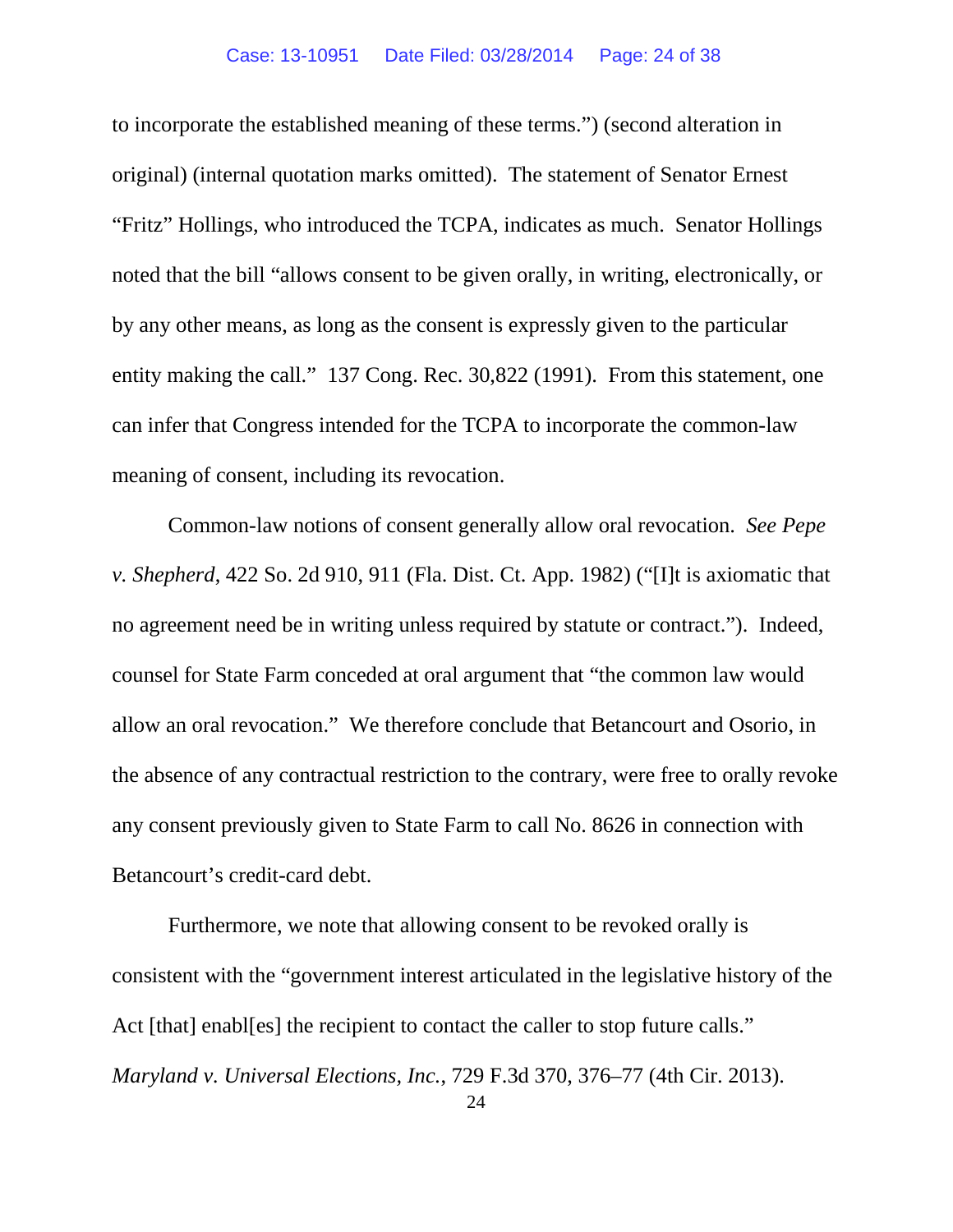to incorporate the established meaning of these terms.") (second alteration in original) (internal quotation marks omitted). The statement of Senator Ernest "Fritz" Hollings, who introduced the TCPA, indicates as much. Senator Hollings noted that the bill "allows consent to be given orally, in writing, electronically, or by any other means, as long as the consent is expressly given to the particular entity making the call." 137 Cong. Rec. 30,822 (1991). From this statement, one can infer that Congress intended for the TCPA to incorporate the common-law meaning of consent, including its revocation.

Common-law notions of consent generally allow oral revocation. *See Pepe v. Shepherd*, 422 So. 2d 910, 911 (Fla. Dist. Ct. App. 1982) ("[I]t is axiomatic that no agreement need be in writing unless required by statute or contract."). Indeed, counsel for State Farm conceded at oral argument that "the common law would allow an oral revocation." We therefore conclude that Betancourt and Osorio, in the absence of any contractual restriction to the contrary, were free to orally revoke any consent previously given to State Farm to call No. 8626 in connection with Betancourt's credit-card debt.

Furthermore, we note that allowing consent to be revoked orally is consistent with the "government interest articulated in the legislative history of the Act [that] enabl[es] the recipient to contact the caller to stop future calls." *Maryland v. Universal Elections, Inc.*, 729 F.3d 370, 376–77 (4th Cir. 2013).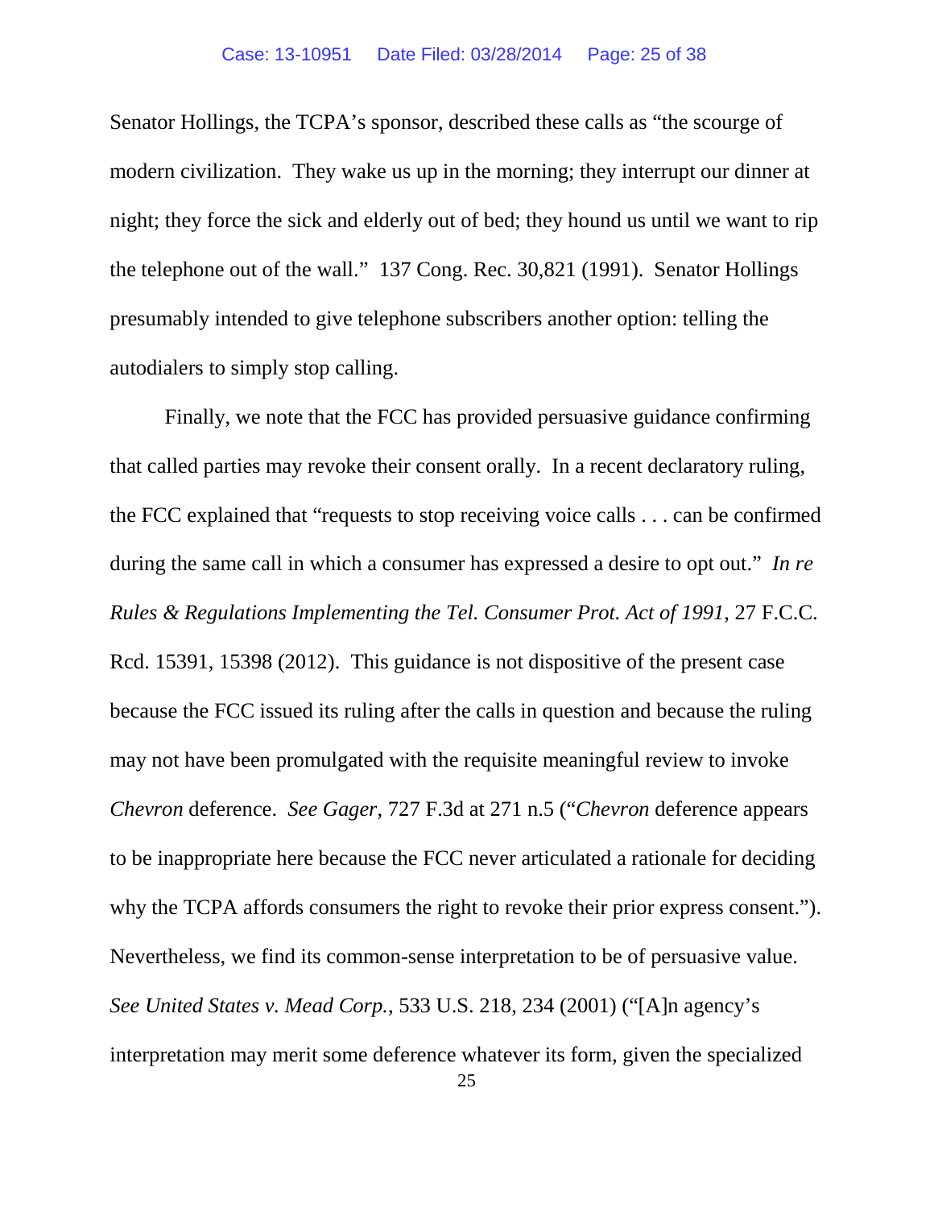Senator Hollings, the TCPA's sponsor, described these calls as "the scourge of modern civilization. They wake us up in the morning; they interrupt our dinner at night; they force the sick and elderly out of bed; they hound us until we want to rip the telephone out of the wall." 137 Cong. Rec. 30,821 (1991). Senator Hollings presumably intended to give telephone subscribers another option: telling the autodialers to simply stop calling.

Finally, we note that the FCC has provided persuasive guidance confirming that called parties may revoke their consent orally. In a recent declaratory ruling, the FCC explained that "requests to stop receiving voice calls . . . can be confirmed during the same call in which a consumer has expressed a desire to opt out." *In re Rules & Regulations Implementing the Tel. Consumer Prot. Act of 1991*, 27 F.C.C. Rcd. 15391, 15398 (2012). This guidance is not dispositive of the present case because the FCC issued its ruling after the calls in question and because the ruling may not have been promulgated with the requisite meaningful review to invoke *Chevron* deference. *See Gager*, 727 F.3d at 271 n.5 ("*Chevron* deference appears to be inappropriate here because the FCC never articulated a rationale for deciding why the TCPA affords consumers the right to revoke their prior express consent."). Nevertheless, we find its common-sense interpretation to be of persuasive value. *See United States v. Mead Corp.*, 533 U.S. 218, 234 (2001) ("[A]n agency's interpretation may merit some deference whatever its form, given the specialized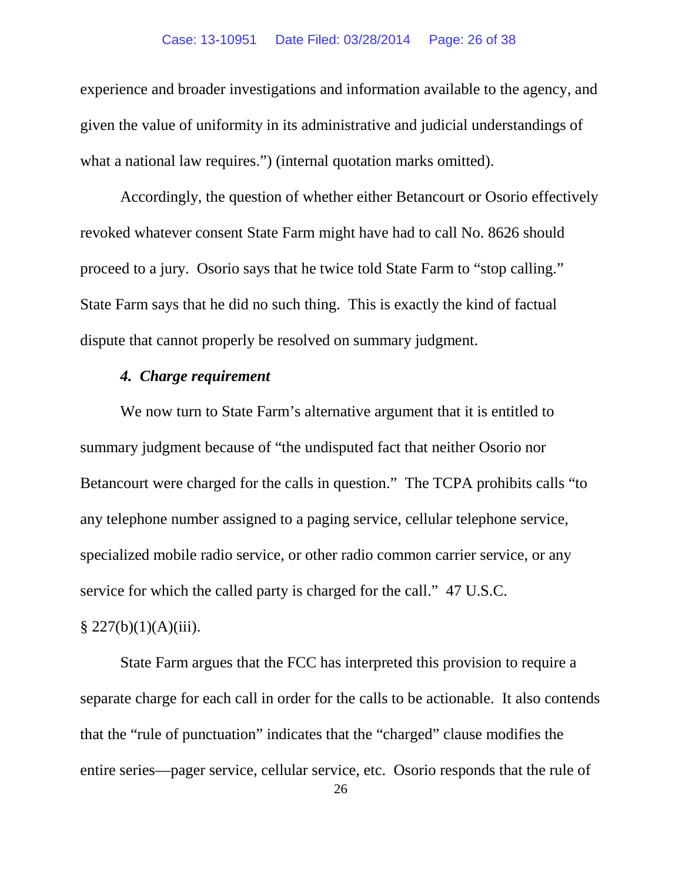experience and broader investigations and information available to the agency, and given the value of uniformity in its administrative and judicial understandings of what a national law requires.") (internal quotation marks omitted).

Accordingly, the question of whether either Betancourt or Osorio effectively revoked whatever consent State Farm might have had to call No. 8626 should proceed to a jury. Osorio says that he twice told State Farm to "stop calling." State Farm says that he did no such thing. This is exactly the kind of factual dispute that cannot properly be resolved on summary judgment.

#### *4. Charge requirement*

We now turn to State Farm's alternative argument that it is entitled to summary judgment because of "the undisputed fact that neither Osorio nor Betancourt were charged for the calls in question." The TCPA prohibits calls "to any telephone number assigned to a paging service, cellular telephone service, specialized mobile radio service, or other radio common carrier service, or any service for which the called party is charged for the call." 47 U.S.C. § 227(b)(1)(A)(iii).

State Farm argues that the FCC has interpreted this provision to require a separate charge for each call in order for the calls to be actionable. It also contends that the "rule of punctuation" indicates that the "charged" clause modifies the entire series—pager service, cellular service, etc. Osorio responds that the rule of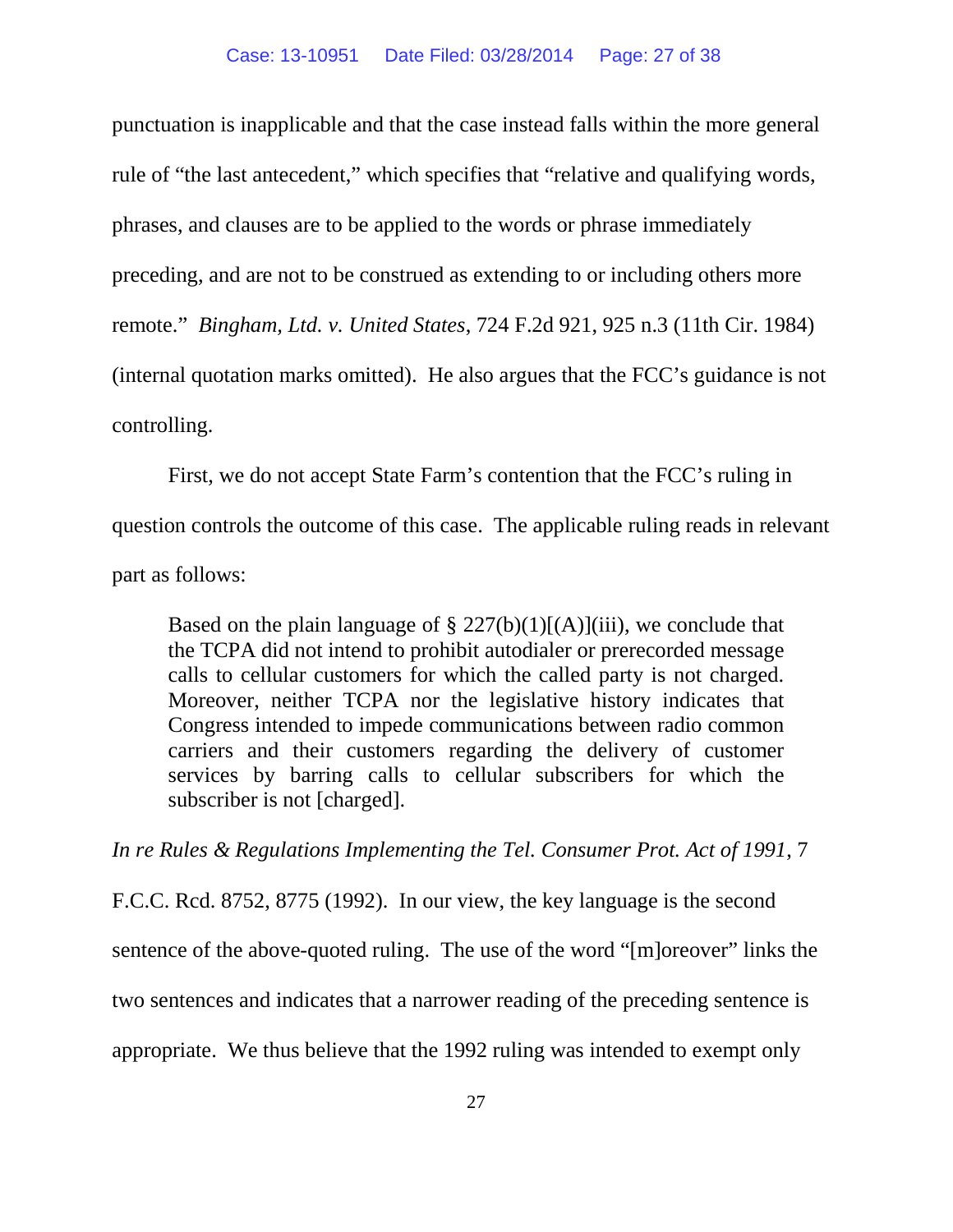punctuation is inapplicable and that the case instead falls within the more general rule of "the last antecedent," which specifies that "relative and qualifying words, phrases, and clauses are to be applied to the words or phrase immediately preceding, and are not to be construed as extending to or including others more remote." *Bingham, Ltd. v. United States*, 724 F.2d 921, 925 n.3 (11th Cir. 1984) (internal quotation marks omitted). He also argues that the FCC's guidance is not controlling.

First, we do not accept State Farm's contention that the FCC's ruling in question controls the outcome of this case. The applicable ruling reads in relevant part as follows:

> Based on the plain language of § 227(b)(1)[(A)](iii), we conclude that the TCPA did not intend to prohibit autodialer or prerecorded message calls to cellular customers for which the called party is not charged. Moreover, neither TCPA nor the legislative history indicates that Congress intended to impede communications between radio common carriers and their customers regarding the delivery of customer services by barring calls to cellular subscribers for which the subscriber is not [charged].

*In re Rules & Regulations Implementing the Tel. Consumer Prot. Act of 1991*, 7 F.C.C. Rcd. 8752, 8775 (1992). In our view, the key language is the second sentence of the above-quoted ruling. The use of the word "[m]oreover" links the two sentences and indicates that a narrower reading of the preceding sentence is appropriate. We thus believe that the 1992 ruling was intended to exempt only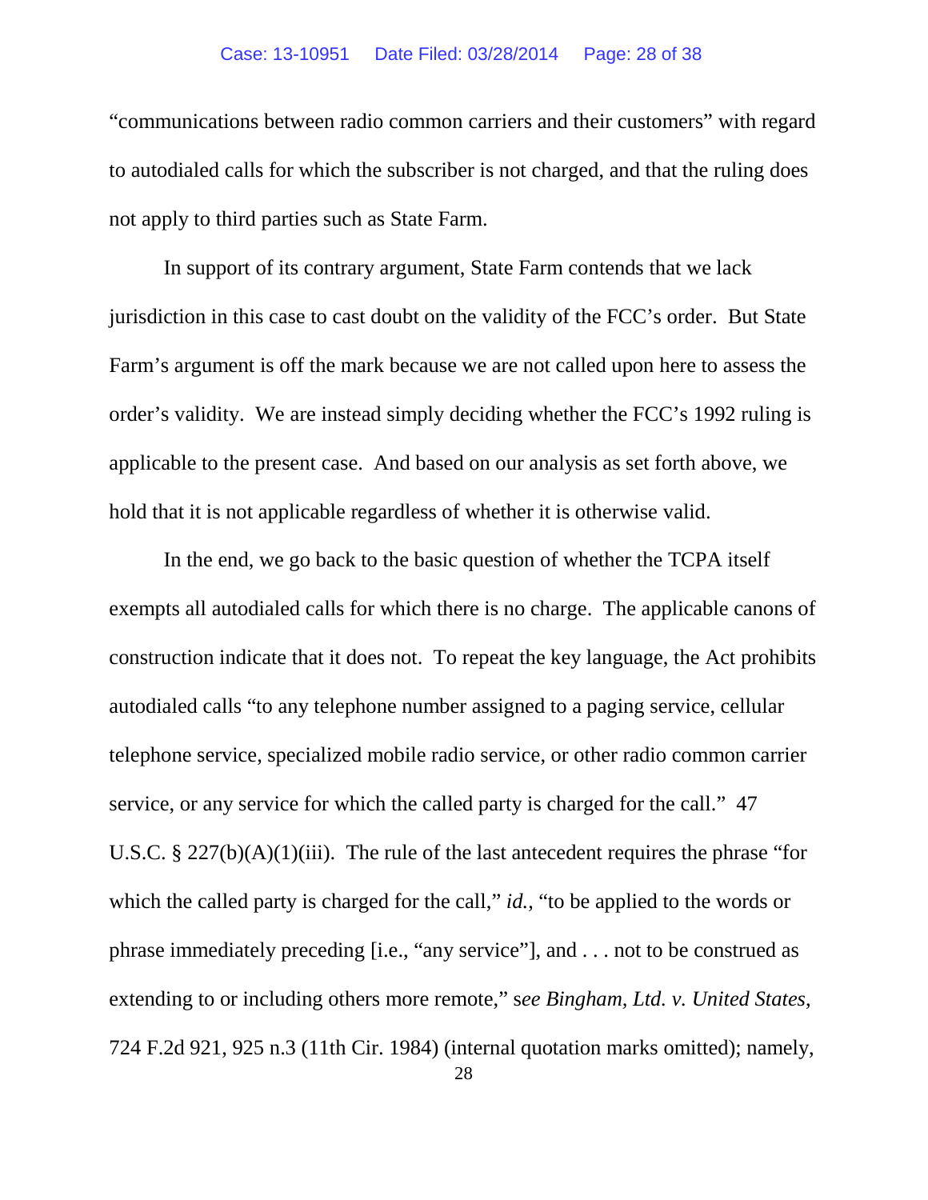"communications between radio common carriers and their customers" with regard to autodialed calls for which the subscriber is not charged, and that the ruling does not apply to third parties such as State Farm.

In support of its contrary argument, State Farm contends that we lack jurisdiction in this case to cast doubt on the validity of the FCC's order. But State Farm's argument is off the mark because we are not called upon here to assess the order's validity. We are instead simply deciding whether the FCC's 1992 ruling is applicable to the present case. And based on our analysis as set forth above, we hold that it is not applicable regardless of whether it is otherwise valid.

In the end, we go back to the basic question of whether the TCPA itself exempts all autodialed calls for which there is no charge. The applicable canons of construction indicate that it does not. To repeat the key language, the Act prohibits autodialed calls "to any telephone number assigned to a paging service, cellular telephone service, specialized mobile radio service, or other radio common carrier service, or any service for which the called party is charged for the call." 47 U.S.C. § 227(b)(A)(1)(iii). The rule of the last antecedent requires the phrase "for which the called party is charged for the call," *id.*, "to be applied to the words or phrase immediately preceding [i.e., "any service"], and . . . not to be construed as extending to or including others more remote," s*ee Bingham, Ltd. v. United States*, 724 F.2d 921, 925 n.3 (11th Cir. 1984) (internal quotation marks omitted); namely,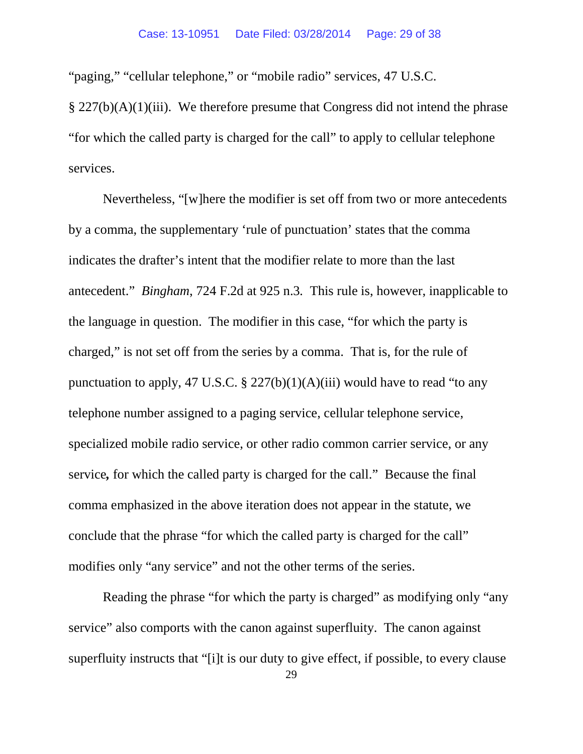"paging," "cellular telephone," or "mobile radio" services, 47 U.S.C. § 227(b)(A)(1)(iii). We therefore presume that Congress did not intend the phrase "for which the called party is charged for the call" to apply to cellular telephone services.

Nevertheless, "[w]here the modifier is set off from two or more antecedents by a comma, the supplementary 'rule of punctuation' states that the comma indicates the drafter's intent that the modifier relate to more than the last antecedent." *Bingham*, 724 F.2d at 925 n.3. This rule is, however, inapplicable to the language in question. The modifier in this case, "for which the party is charged," is not set off from the series by a comma. That is, for the rule of punctuation to apply, 47 U.S.C. § 227(b)(1)(A)(iii) would have to read "to any telephone number assigned to a paging service, cellular telephone service, specialized mobile radio service, or other radio common carrier service, or any service**,** for which the called party is charged for the call." Because the final comma emphasized in the above iteration does not appear in the statute, we conclude that the phrase "for which the called party is charged for the call" modifies only "any service" and not the other terms of the series.

Reading the phrase "for which the party is charged" as modifying only "any service" also comports with the canon against superfluity. The canon against superfluity instructs that "[i]t is our duty to give effect, if possible, to every clause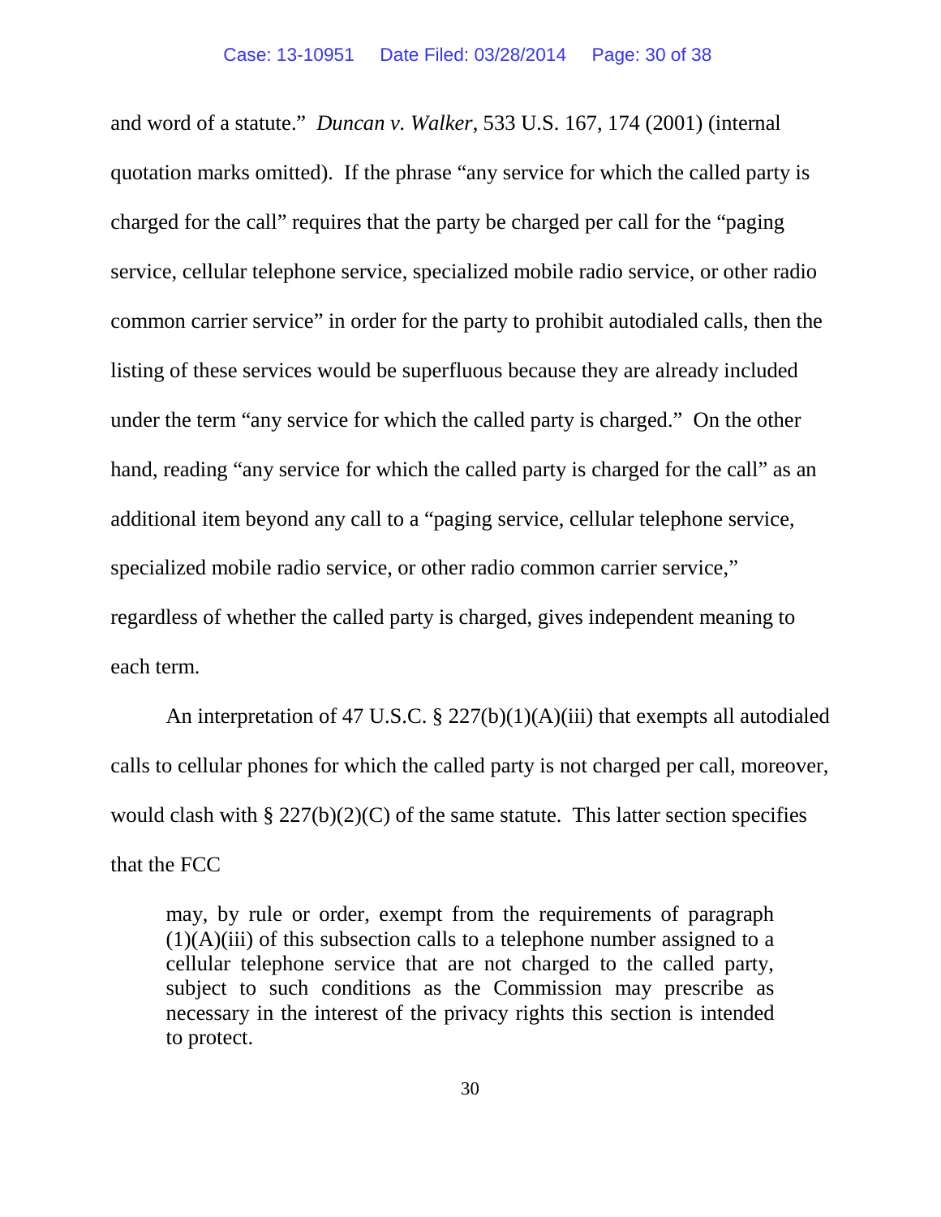and word of a statute." *Duncan v. Walker*, 533 U.S. 167, 174 (2001) (internal quotation marks omitted). If the phrase "any service for which the called party is charged for the call" requires that the party be charged per call for the "paging service, cellular telephone service, specialized mobile radio service, or other radio common carrier service" in order for the party to prohibit autodialed calls, then the listing of these services would be superfluous because they are already included under the term "any service for which the called party is charged." On the other hand, reading "any service for which the called party is charged for the call" as an additional item beyond any call to a "paging service, cellular telephone service, specialized mobile radio service, or other radio common carrier service," regardless of whether the called party is charged, gives independent meaning to each term.

An interpretation of 47 U.S.C. § 227(b)(1)(A)(iii) that exempts all autodialed calls to cellular phones for which the called party is not charged per call, moreover, would clash with § 227(b)(2)(C) of the same statute. This latter section specifies that the FCC

> may, by rule or order, exempt from the requirements of paragraph (1)(A)(iii) of this subsection calls to a telephone number assigned to a cellular telephone service that are not charged to the called party, subject to such conditions as the Commission may prescribe as necessary in the interest of the privacy rights this section is intended to protect.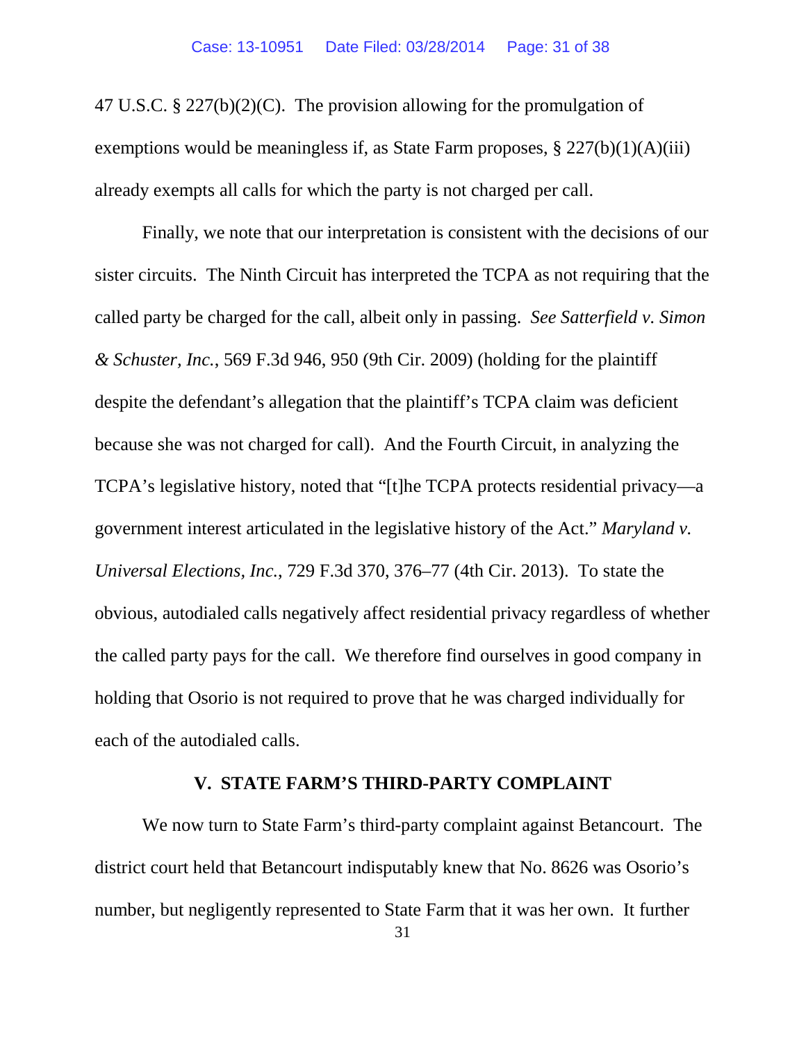47 U.S.C. § 227(b)(2)(C). The provision allowing for the promulgation of exemptions would be meaningless if, as State Farm proposes, § 227(b)(1)(A)(iii) already exempts all calls for which the party is not charged per call.

Finally, we note that our interpretation is consistent with the decisions of our sister circuits. The Ninth Circuit has interpreted the TCPA as not requiring that the called party be charged for the call, albeit only in passing. *See Satterfield v. Simon & Schuster, Inc.*, 569 F.3d 946, 950 (9th Cir. 2009) (holding for the plaintiff despite the defendant's allegation that the plaintiff's TCPA claim was deficient because she was not charged for call). And the Fourth Circuit, in analyzing the TCPA's legislative history, noted that "[t]he TCPA protects residential privacy—a government interest articulated in the legislative history of the Act." *Maryland v. Universal Elections, Inc.*, 729 F.3d 370, 376–77 (4th Cir. 2013). To state the obvious, autodialed calls negatively affect residential privacy regardless of whether the called party pays for the call. We therefore find ourselves in good company in holding that Osorio is not required to prove that he was charged individually for each of the autodialed calls.

## V. STATE FARM'S THIRD-PARTY COMPLAINT

We now turn to State Farm's third-party complaint against Betancourt. The district court held that Betancourt indisputably knew that No. 8626 was Osorio's number, but negligently represented to State Farm that it was her own. It further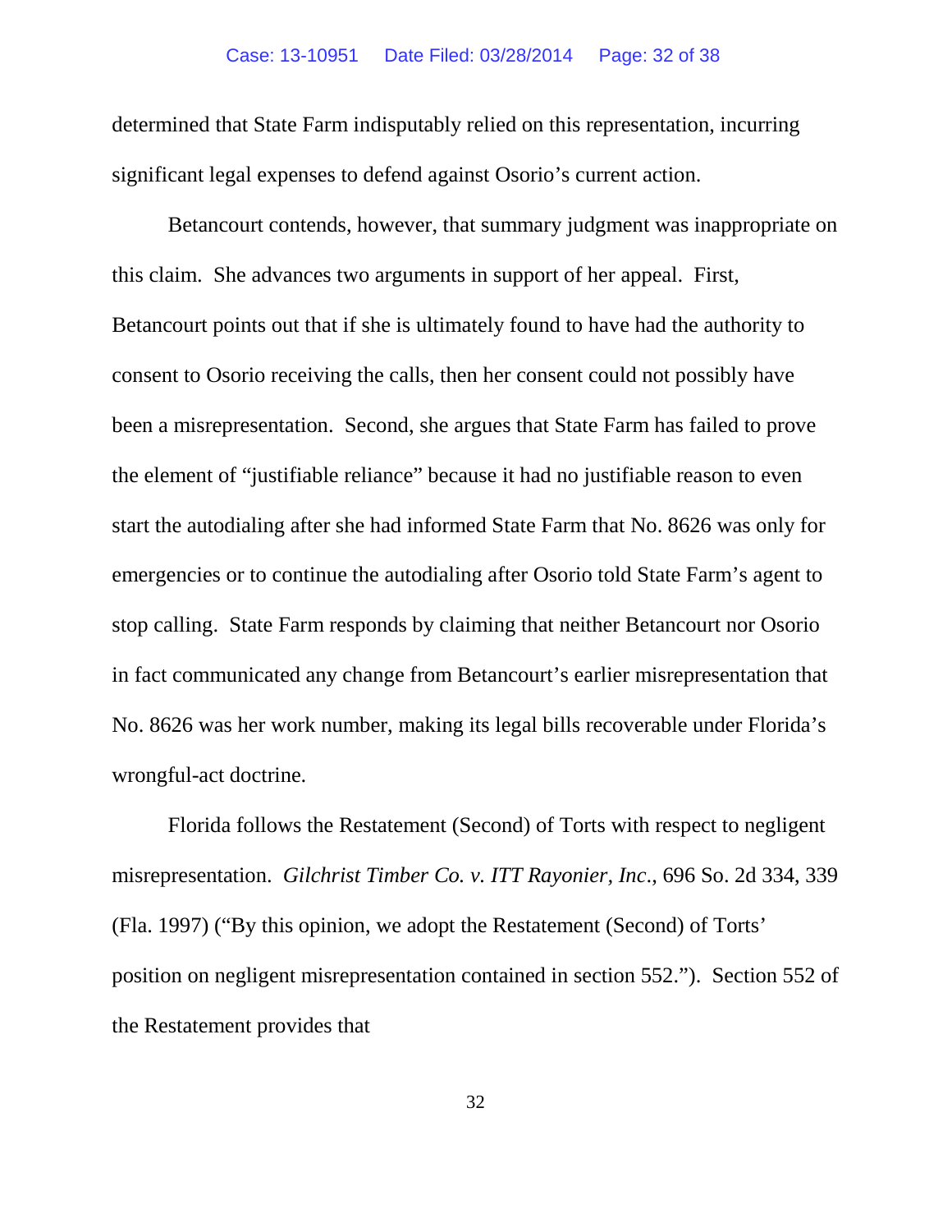determined that State Farm indisputably relied on this representation, incurring significant legal expenses to defend against Osorio's current action.

Betancourt contends, however, that summary judgment was inappropriate on this claim. She advances two arguments in support of her appeal. First, Betancourt points out that if she is ultimately found to have had the authority to consent to Osorio receiving the calls, then her consent could not possibly have been a misrepresentation. Second, she argues that State Farm has failed to prove the element of "justifiable reliance" because it had no justifiable reason to even start the autodialing after she had informed State Farm that No. 8626 was only for emergencies or to continue the autodialing after Osorio told State Farm's agent to stop calling. State Farm responds by claiming that neither Betancourt nor Osorio in fact communicated any change from Betancourt's earlier misrepresentation that No. 8626 was her work number, making its legal bills recoverable under Florida's wrongful-act doctrine.

Florida follows the Restatement (Second) of Torts with respect to negligent misrepresentation. *Gilchrist Timber Co. v. ITT Rayonier, Inc.*, 696 So. 2d 334, 339 (Fla. 1997) ("By this opinion, we adopt the Restatement (Second) of Torts' position on negligent misrepresentation contained in section 552."). Section 552 of the Restatement provides that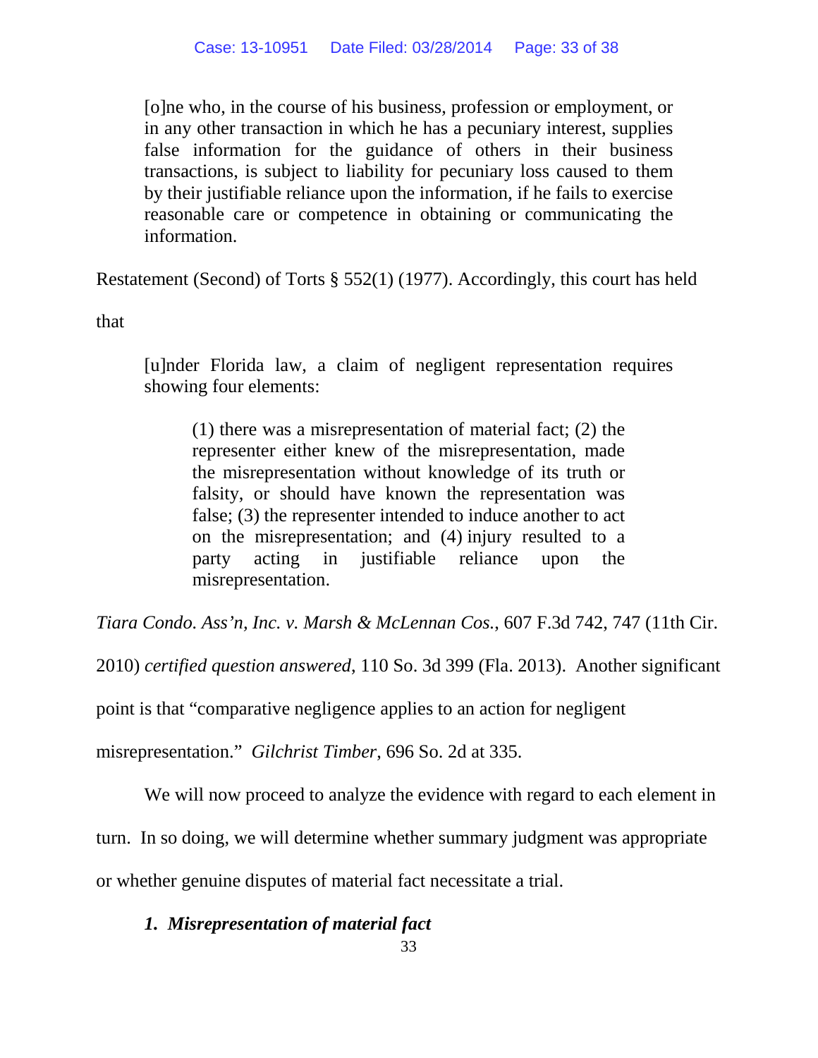> [o]ne who, in the course of his business, profession or employment, or in any other transaction in which he has a pecuniary interest, supplies false information for the guidance of others in their business transactions, is subject to liability for pecuniary loss caused to them by their justifiable reliance upon the information, if he fails to exercise reasonable care or competence in obtaining or communicating the information.

Restatement (Second) of Torts § 552(1) (1977). Accordingly, this court has held that

> [u]nder Florida law, a claim of negligent representation requires showing four elements:
>
> > (1) there was a misrepresentation of material fact; (2) the representer either knew of the misrepresentation, made the misrepresentation without knowledge of its truth or falsity, or should have known the representation was false; (3) the representer intended to induce another to act on the misrepresentation; and (4) injury resulted to a party acting in justifiable reliance upon the misrepresentation.

*Tiara Condo. Ass'n, Inc. v. Marsh & McLennan Cos.*, 607 F.3d 742, 747 (11th Cir. 2010) *certified question answered*, 110 So. 3d 399 (Fla. 2013). Another significant point is that "comparative negligence applies to an action for negligent misrepresentation." *Gilchrist Timber*, 696 So. 2d at 335.

We will now proceed to analyze the evidence with regard to each element in turn. In so doing, we will determine whether summary judgment was appropriate or whether genuine disputes of material fact necessitate a trial.

***1. Misrepresentation of material fact***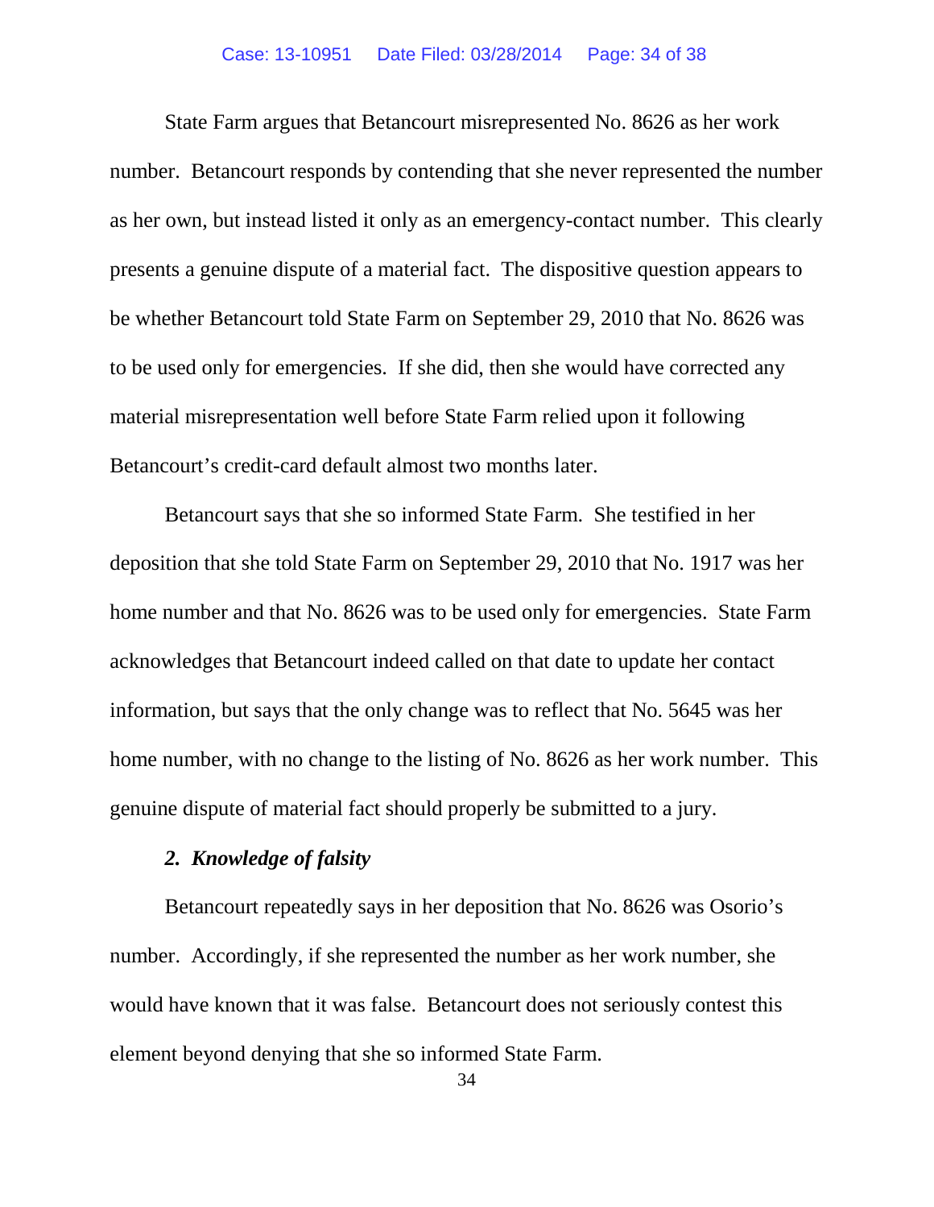State Farm argues that Betancourt misrepresented No. 8626 as her work number. Betancourt responds by contending that she never represented the number as her own, but instead listed it only as an emergency-contact number. This clearly presents a genuine dispute of a material fact. The dispositive question appears to be whether Betancourt told State Farm on September 29, 2010 that No. 8626 was to be used only for emergencies. If she did, then she would have corrected any material misrepresentation well before State Farm relied upon it following Betancourt's credit-card default almost two months later.

Betancourt says that she so informed State Farm. She testified in her deposition that she told State Farm on September 29, 2010 that No. 1917 was her home number and that No. 8626 was to be used only for emergencies. State Farm acknowledges that Betancourt indeed called on that date to update her contact information, but says that the only change was to reflect that No. 5645 was her home number, with no change to the listing of No. 8626 as her work number. This genuine dispute of material fact should properly be submitted to a jury.

### *2. Knowledge of falsity*

Betancourt repeatedly says in her deposition that No. 8626 was Osorio's number. Accordingly, if she represented the number as her work number, she would have known that it was false. Betancourt does not seriously contest this element beyond denying that she so informed State Farm.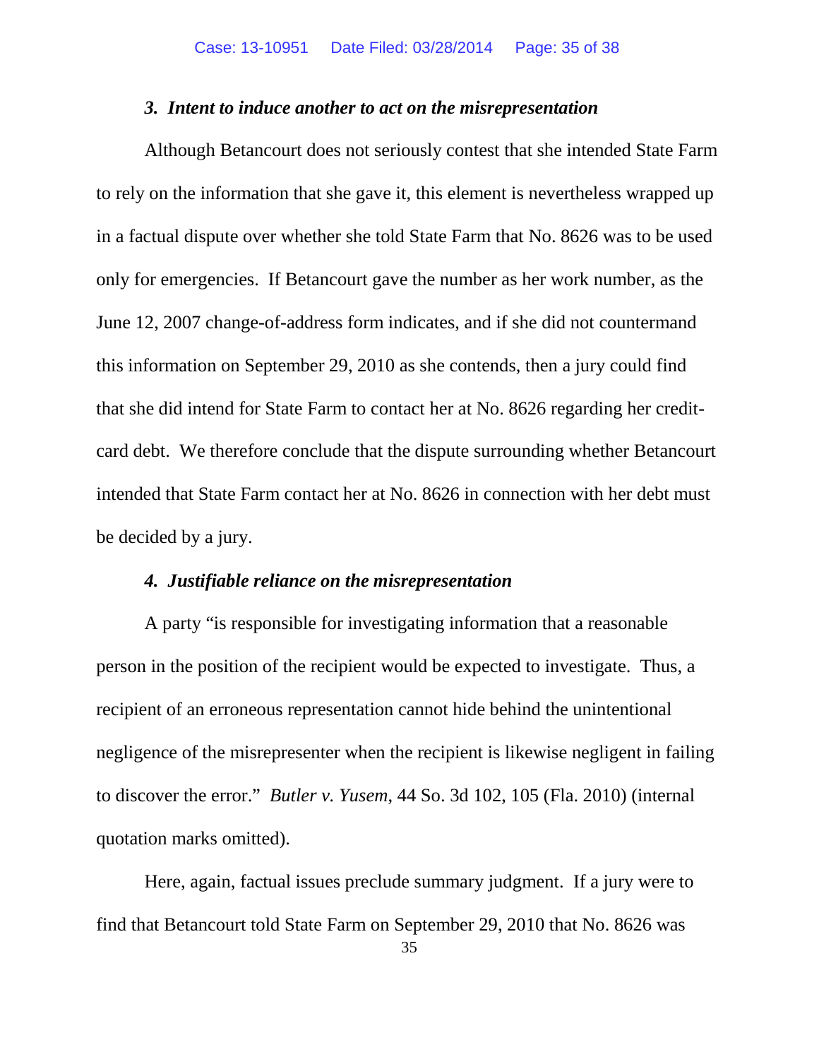### *3. Intent to induce another to act on the misrepresentation*

Although Betancourt does not seriously contest that she intended State Farm to rely on the information that she gave it, this element is nevertheless wrapped up in a factual dispute over whether she told State Farm that No. 8626 was to be used only for emergencies. If Betancourt gave the number as her work number, as the June 12, 2007 change-of-address form indicates, and if she did not countermand this information on September 29, 2010 as she contends, then a jury could find that she did intend for State Farm to contact her at No. 8626 regarding her credit-card debt. We therefore conclude that the dispute surrounding whether Betancourt intended that State Farm contact her at No. 8626 in connection with her debt must be decided by a jury.

### *4. Justifiable reliance on the misrepresentation*

A party "is responsible for investigating information that a reasonable person in the position of the recipient would be expected to investigate. Thus, a recipient of an erroneous representation cannot hide behind the unintentional negligence of the misrepresenter when the recipient is likewise negligent in failing to discover the error." *Butler v. Yusem*, 44 So. 3d 102, 105 (Fla. 2010) (internal quotation marks omitted).

Here, again, factual issues preclude summary judgment. If a jury were to find that Betancourt told State Farm on September 29, 2010 that No. 8626 was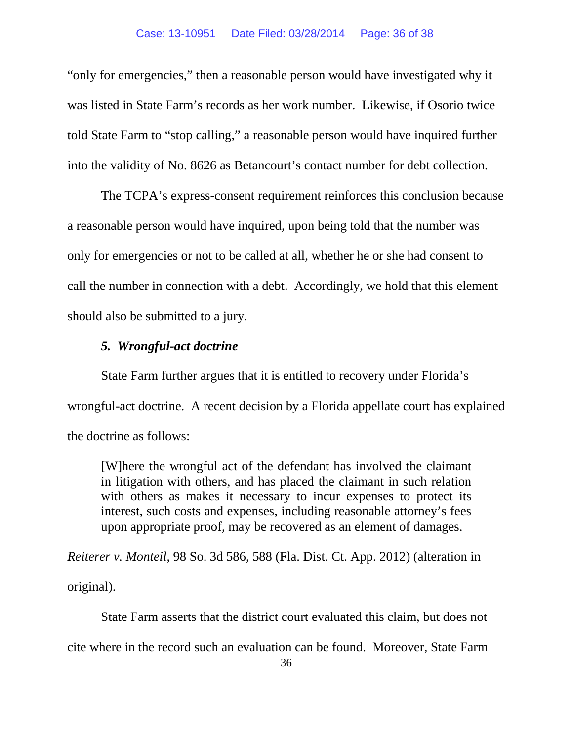"only for emergencies," then a reasonable person would have investigated why it was listed in State Farm's records as her work number. Likewise, if Osorio twice told State Farm to "stop calling," a reasonable person would have inquired further into the validity of No. 8626 as Betancourt's contact number for debt collection.

The TCPA's express-consent requirement reinforces this conclusion because a reasonable person would have inquired, upon being told that the number was only for emergencies or not to be called at all, whether he or she had consent to call the number in connection with a debt. Accordingly, we hold that this element should also be submitted to a jury.

### *5. Wrongful-act doctrine*

State Farm further argues that it is entitled to recovery under Florida's wrongful-act doctrine. A recent decision by a Florida appellate court has explained the doctrine as follows:

> [W]here the wrongful act of the defendant has involved the claimant in litigation with others, and has placed the claimant in such relation with others as makes it necessary to incur expenses to protect its interest, such costs and expenses, including reasonable attorney's fees upon appropriate proof, may be recovered as an element of damages.

*Reiterer v. Monteil*, 98 So. 3d 586, 588 (Fla. Dist. Ct. App. 2012) (alteration in original).

State Farm asserts that the district court evaluated this claim, but does not cite where in the record such an evaluation can be found. Moreover, State Farm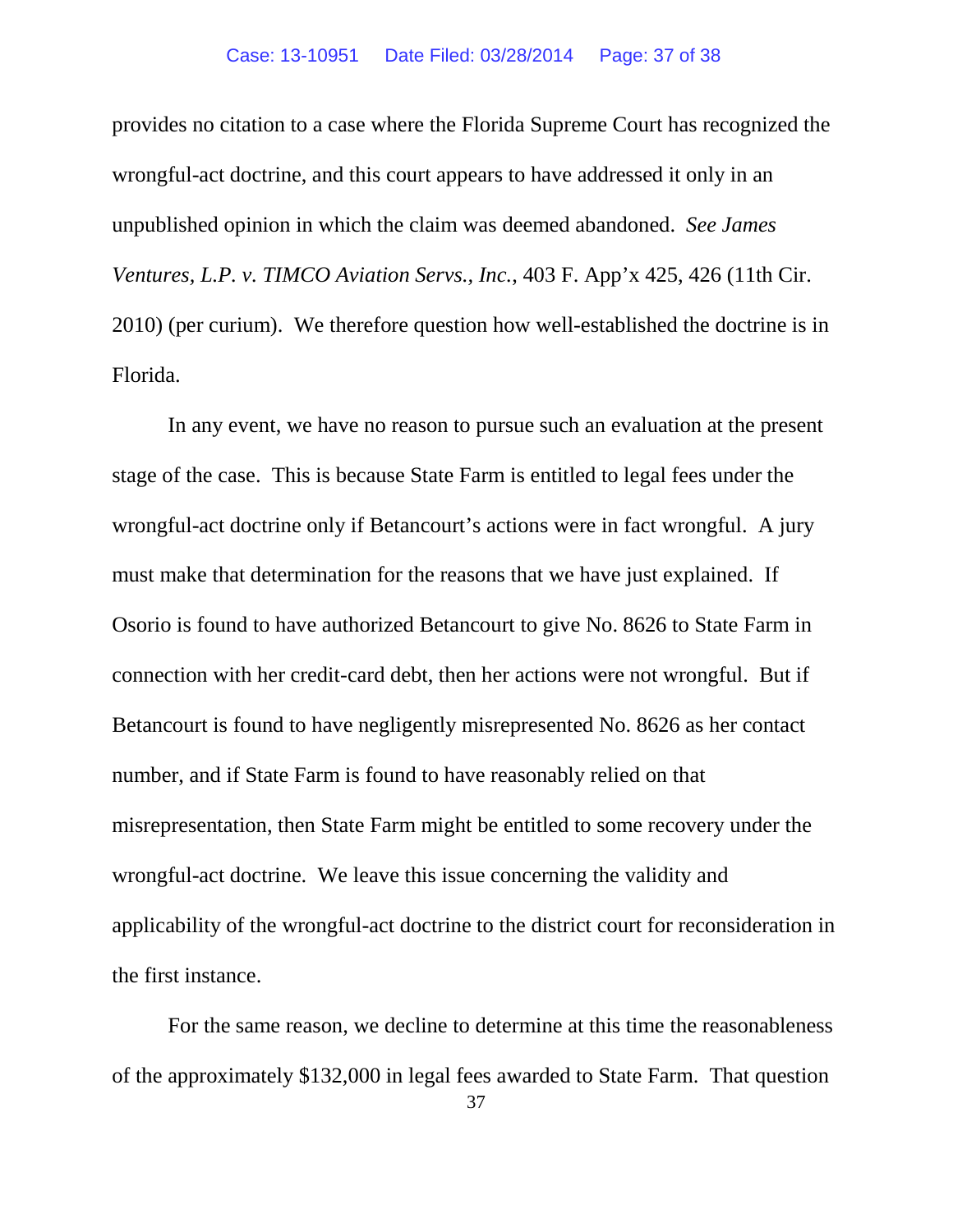provides no citation to a case where the Florida Supreme Court has recognized the wrongful-act doctrine, and this court appears to have addressed it only in an unpublished opinion in which the claim was deemed abandoned. *See James Ventures, L.P. v. TIMCO Aviation Servs., Inc.*, 403 F. App'x 425, 426 (11th Cir. 2010) (per curiam). We therefore question how well-established the doctrine is in Florida.

In any event, we have no reason to pursue such an evaluation at the present stage of the case. This is because State Farm is entitled to legal fees under the wrongful-act doctrine only if Betancourt's actions were in fact wrongful. A jury must make that determination for the reasons that we have just explained. If Osorio is found to have authorized Betancourt to give No. 8626 to State Farm in connection with her credit-card debt, then her actions were not wrongful. But if Betancourt is found to have negligently misrepresented No. 8626 as her contact number, and if State Farm is found to have reasonably relied on that misrepresentation, then State Farm might be entitled to some recovery under the wrongful-act doctrine. We leave this issue concerning the validity and applicability of the wrongful-act doctrine to the district court for reconsideration in the first instance.

For the same reason, we decline to determine at this time the reasonableness of the approximately $132,000 in legal fees awarded to State Farm. That question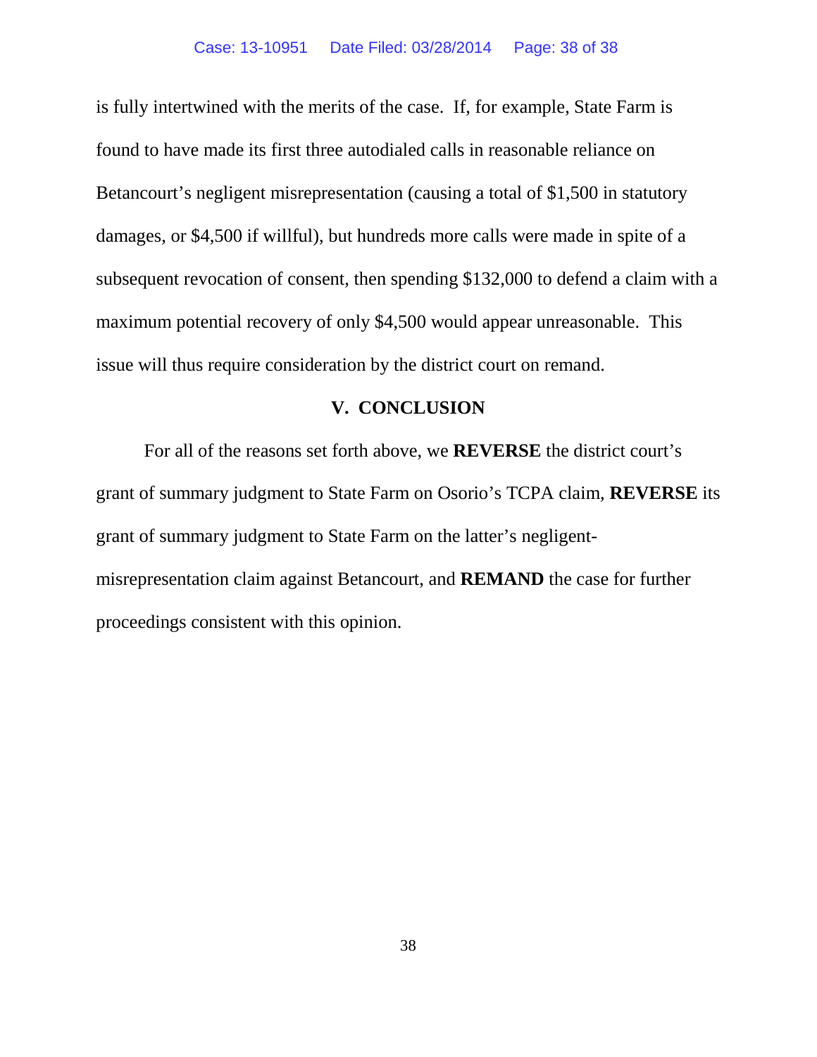is fully intertwined with the merits of the case. If, for example, State Farm is found to have made its first three autodialed calls in reasonable reliance on Betancourt's negligent misrepresentation (causing a total of $1,500 in statutory damages, or $4,500 if willful), but hundreds more calls were made in spite of a subsequent revocation of consent, then spending $132,000 to defend a claim with a maximum potential recovery of only $4,500 would appear unreasonable. This issue will thus require consideration by the district court on remand.

## V. CONCLUSION

For all of the reasons set forth above, we **REVERSE** the district court's grant of summary judgment to State Farm on Osorio's TCPA claim, **REVERSE** its grant of summary judgment to State Farm on the latter's negligent-misrepresentation claim against Betancourt, and **REMAND** the case for further proceedings consistent with this opinion.